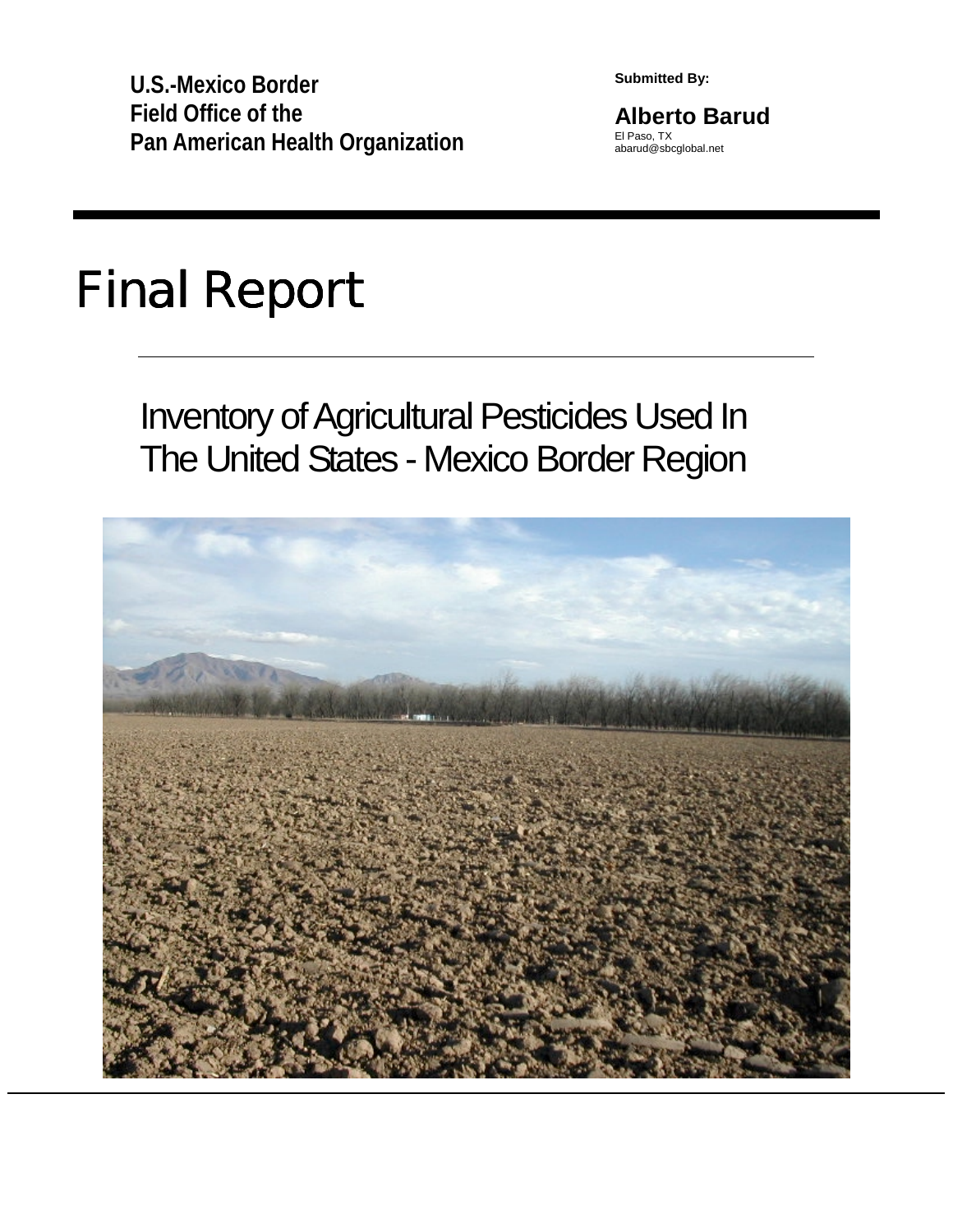**U.S.-Mexico Border**
**Field Office of the**
**Pan American Health Organization**

**Submitted By:**

**Alberto Barud**
El Paso, TX
abarud@sbcglobal.net

# Final Report

## Inventory of Agricultural Pesticides Used In The United States - Mexico Border Region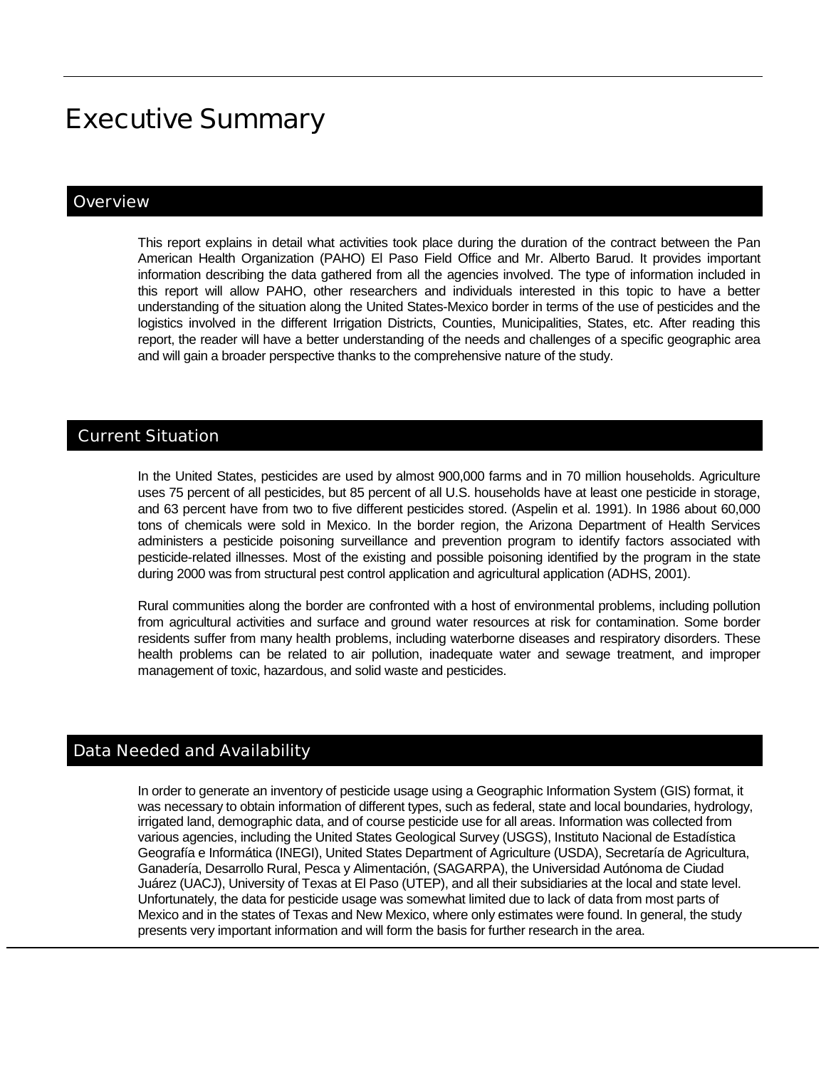# Executive Summary

## Overview

This report explains in detail what activities took place during the duration of the contract between the Pan American Health Organization (PAHO) El Paso Field Office and Mr. Alberto Barud. It provides important information describing the data gathered from all the agencies involved. The type of information included in this report will allow PAHO, other researchers and individuals interested in this topic to have a better understanding of the situation along the United States-Mexico border in terms of the use of pesticides and the logistics involved in the different Irrigation Districts, Counties, Municipalities, States, etc. After reading this report, the reader will have a better understanding of the needs and challenges of a specific geographic area and will gain a broader perspective thanks to the comprehensive nature of the study.

## Current Situation

In the United States, pesticides are used by almost 900,000 farms and in 70 million households. Agriculture uses 75 percent of all pesticides, but 85 percent of all U.S. households have at least one pesticide in storage, and 63 percent have from two to five different pesticides stored. (Aspelin et al. 1991). In 1986 about 60,000 tons of chemicals were sold in Mexico. In the border region, the Arizona Department of Health Services administers a pesticide poisoning surveillance and prevention program to identify factors associated with pesticide-related illnesses. Most of the existing and possible poisoning identified by the program in the state during 2000 was from structural pest control application and agricultural application (ADHS, 2001).

Rural communities along the border are confronted with a host of environmental problems, including pollution from agricultural activities and surface and ground water resources at risk for contamination. Some border residents suffer from many health problems, including waterborne diseases and respiratory disorders. These health problems can be related to air pollution, inadequate water and sewage treatment, and improper management of toxic, hazardous, and solid waste and pesticides.

## Data Needed and Availability

In order to generate an inventory of pesticide usage using a Geographic Information System (GIS) format, it was necessary to obtain information of different types, such as federal, state and local boundaries, hydrology, irrigated land, demographic data, and of course pesticide use for all areas. Information was collected from various agencies, including the United States Geological Survey (USGS), Instituto Nacional de Estadística Geografía e Informática (INEGI), United States Department of Agriculture (USDA), Secretaría de Agricultura, Ganadería, Desarrollo Rural, Pesca y Alimentación, (SAGARPA), the Universidad Autónoma de Ciudad Juárez (UACJ), University of Texas at El Paso (UTEP), and all their subsidiaries at the local and state level. Unfortunately, the data for pesticide usage was somewhat limited due to lack of data from most parts of Mexico and in the states of Texas and New Mexico, where only estimates were found. In general, the study presents very important information and will form the basis for further research in the area.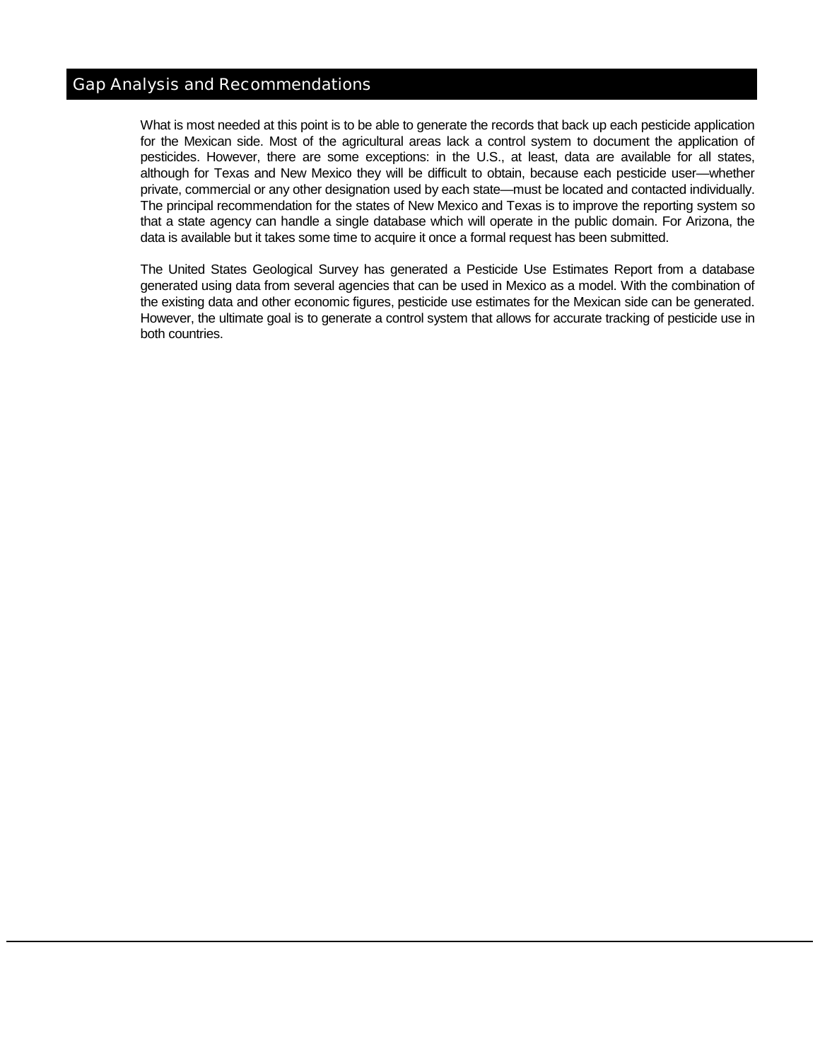## Gap Analysis and Recommendations

What is most needed at this point is to be able to generate the records that back up each pesticide application for the Mexican side. Most of the agricultural areas lack a control system to document the application of pesticides. However, there are some exceptions: in the U.S., at least, data are available for all states, although for Texas and New Mexico they will be difficult to obtain, because each pesticide user—whether private, commercial or any other designation used by each state—must be located and contacted individually. The principal recommendation for the states of New Mexico and Texas is to improve the reporting system so that a state agency can handle a single database which will operate in the public domain. For Arizona, the data is available but it takes some time to acquire it once a formal request has been submitted.

The United States Geological Survey has generated a Pesticide Use Estimates Report from a database generated using data from several agencies that can be used in Mexico as a model. With the combination of the existing data and other economic figures, pesticide use estimates for the Mexican side can be generated. However, the ultimate goal is to generate a control system that allows for accurate tracking of pesticide use in both countries.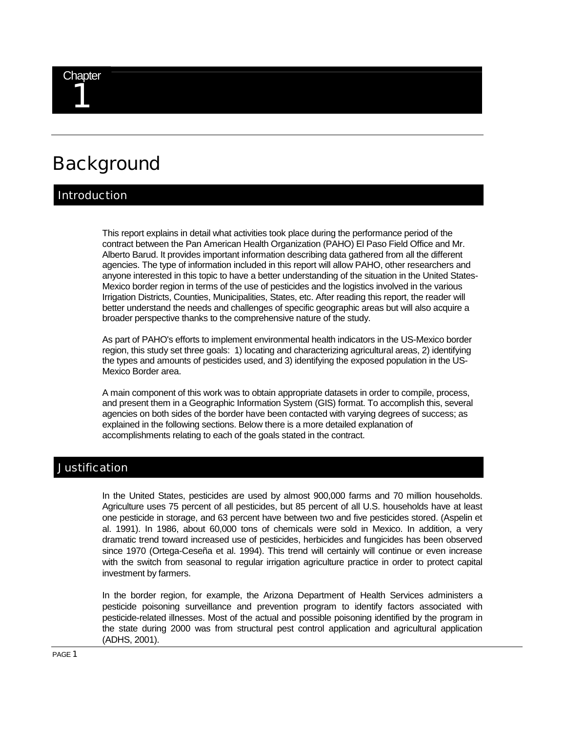# Chapter 1

# Background

## Introduction

This report explains in detail what activities took place during the performance period of the contract between the Pan American Health Organization (PAHO) El Paso Field Office and Mr. Alberto Barud. It provides important information describing data gathered from all the different agencies. The type of information included in this report will allow PAHO, other researchers and anyone interested in this topic to have a better understanding of the situation in the United States-Mexico border region in terms of the use of pesticides and the logistics involved in the various Irrigation Districts, Counties, Municipalities, States, etc. After reading this report, the reader will better understand the needs and challenges of specific geographic areas but will also acquire a broader perspective thanks to the comprehensive nature of the study.

As part of PAHO's efforts to implement environmental health indicators in the US-Mexico border region, this study set three goals: 1) locating and characterizing agricultural areas, 2) identifying the types and amounts of pesticides used, and 3) identifying the exposed population in the US-Mexico Border area.

A main component of this work was to obtain appropriate datasets in order to compile, process, and present them in a Geographic Information System (GIS) format. To accomplish this, several agencies on both sides of the border have been contacted with varying degrees of success; as explained in the following sections. Below there is a more detailed explanation of accomplishments relating to each of the goals stated in the contract.

## Justification

In the United States, pesticides are used by almost 900,000 farms and 70 million households. Agriculture uses 75 percent of all pesticides, but 85 percent of all U.S. households have at least one pesticide in storage, and 63 percent have between two and five pesticides stored. (Aspelin et al. 1991). In 1986, about 60,000 tons of chemicals were sold in Mexico. In addition, a very dramatic trend toward increased use of pesticides, herbicides and fungicides has been observed since 1970 (Ortega-Ceseña et al. 1994). This trend will certainly will continue or even increase with the switch from seasonal to regular irrigation agriculture practice in order to protect capital investment by farmers.

In the border region, for example, the Arizona Department of Health Services administers a pesticide poisoning surveillance and prevention program to identify factors associated with pesticide-related illnesses. Most of the actual and possible poisoning identified by the program in the state during 2000 was from structural pest control application and agricultural application (ADHS, 2001).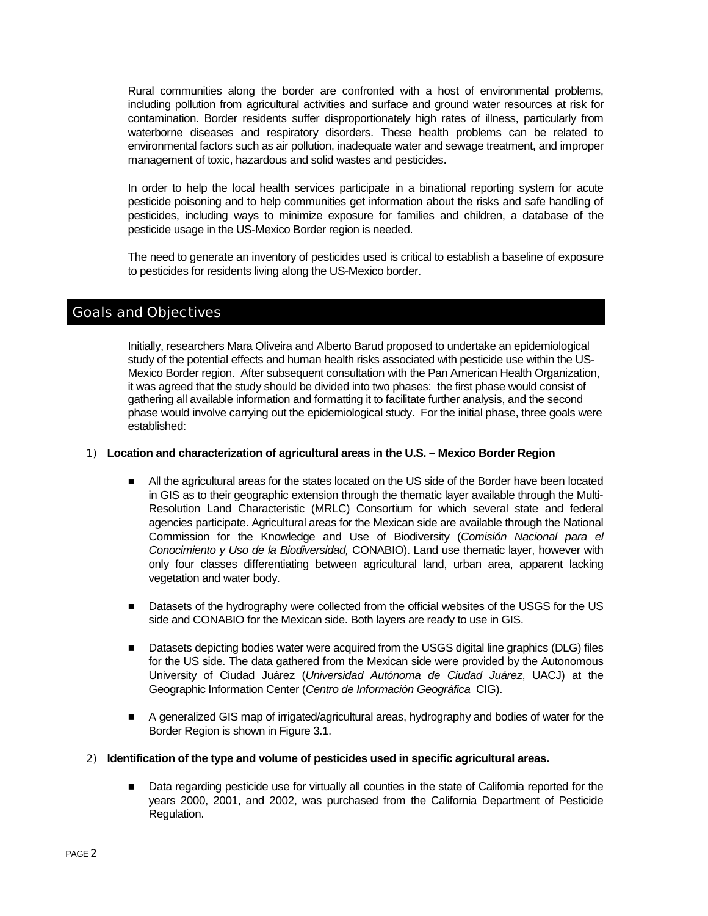Rural communities along the border are confronted with a host of environmental problems, including pollution from agricultural activities and surface and ground water resources at risk for contamination. Border residents suffer disproportionately high rates of illness, particularly from waterborne diseases and respiratory disorders. These health problems can be related to environmental factors such as air pollution, inadequate water and sewage treatment, and improper management of toxic, hazardous and solid wastes and pesticides.

In order to help the local health services participate in a binational reporting system for acute pesticide poisoning and to help communities get information about the risks and safe handling of pesticides, including ways to minimize exposure for families and children, a database of the pesticide usage in the US-Mexico Border region is needed.

The need to generate an inventory of pesticides used is critical to establish a baseline of exposure to pesticides for residents living along the US-Mexico border.

## Goals and Objectives

Initially, researchers Mara Oliveira and Alberto Barud proposed to undertake an epidemiological study of the potential effects and human health risks associated with pesticide use within the US-Mexico Border region. After subsequent consultation with the Pan American Health Organization, it was agreed that the study should be divided into two phases: the first phase would consist of gathering all available information and formatting it to facilitate further analysis, and the second phase would involve carrying out the epidemiological study. For the initial phase, three goals were established:

1) **Location and characterization of agricultural areas in the U.S. – Mexico Border Region**

- All the agricultural areas for the states located on the US side of the Border have been located in GIS as to their geographic extension through the thematic layer available through the Multi-Resolution Land Characteristic (MRLC) Consortium for which several state and federal agencies participate. Agricultural areas for the Mexican side are available through the National Commission for the Knowledge and Use of Biodiversity (*Comisión Nacional para el Conocimiento y Uso de la Biodiversidad,* CONABIO). Land use thematic layer, however with only four classes differentiating between agricultural land, urban area, apparent lacking vegetation and water body.

- Datasets of the hydrography were collected from the official websites of the USGS for the US side and CONABIO for the Mexican side. Both layers are ready to use in GIS.

- Datasets depicting bodies water were acquired from the USGS digital line graphics (DLG) files for the US side. The data gathered from the Mexican side were provided by the Autonomous University of Ciudad Juárez (*Universidad Autónoma de Ciudad Juárez*, UACJ) at the Geographic Information Center (*Centro de Información Geográfica* CIG).

- A generalized GIS map of irrigated/agricultural areas, hydrography and bodies of water for the Border Region is shown in Figure 3.1.

2) **Identification of the type and volume of pesticides used in specific agricultural areas.**

- Data regarding pesticide use for virtually all counties in the state of California reported for the years 2000, 2001, and 2002, was purchased from the California Department of Pesticide Regulation.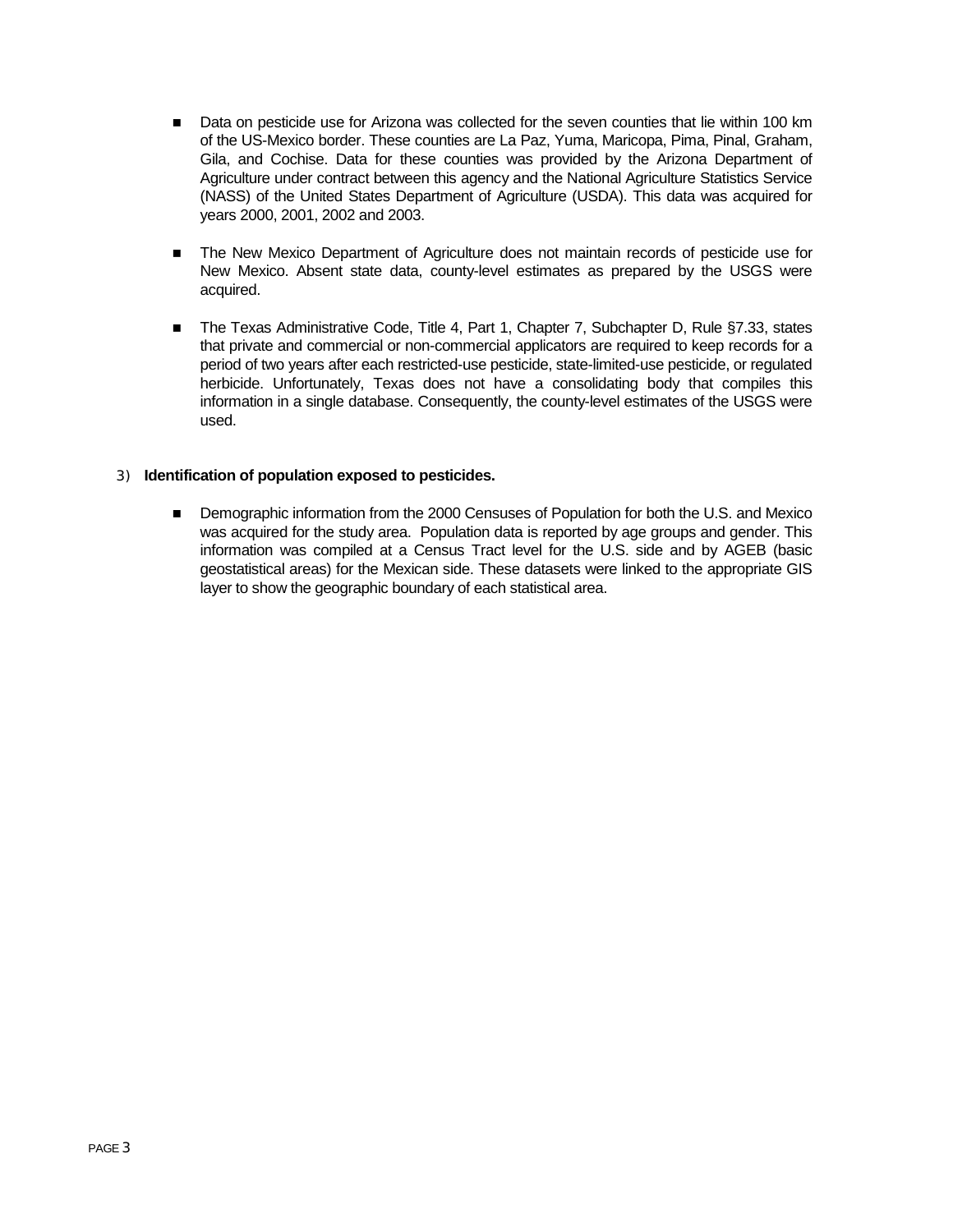- Data on pesticide use for Arizona was collected for the seven counties that lie within 100 km of the US-Mexico border. These counties are La Paz, Yuma, Maricopa, Pima, Pinal, Graham, Gila, and Cochise. Data for these counties was provided by the Arizona Department of Agriculture under contract between this agency and the National Agriculture Statistics Service (NASS) of the United States Department of Agriculture (USDA). This data was acquired for years 2000, 2001, 2002 and 2003.

- The New Mexico Department of Agriculture does not maintain records of pesticide use for New Mexico. Absent state data, county-level estimates as prepared by the USGS were acquired.

- The Texas Administrative Code, Title 4, Part 1, Chapter 7, Subchapter D, Rule §7.33, states that private and commercial or non-commercial applicators are required to keep records for a period of two years after each restricted-use pesticide, state-limited-use pesticide, or regulated herbicide. Unfortunately, Texas does not have a consolidating body that compiles this information in a single database. Consequently, the county-level estimates of the USGS were used.

3) **Identification of population exposed to pesticides.**

- Demographic information from the 2000 Censuses of Population for both the U.S. and Mexico was acquired for the study area. Population data is reported by age groups and gender. This information was compiled at a Census Tract level for the U.S. side and by AGEB (basic geostatistical areas) for the Mexican side. These datasets were linked to the appropriate GIS layer to show the geographic boundary of each statistical area.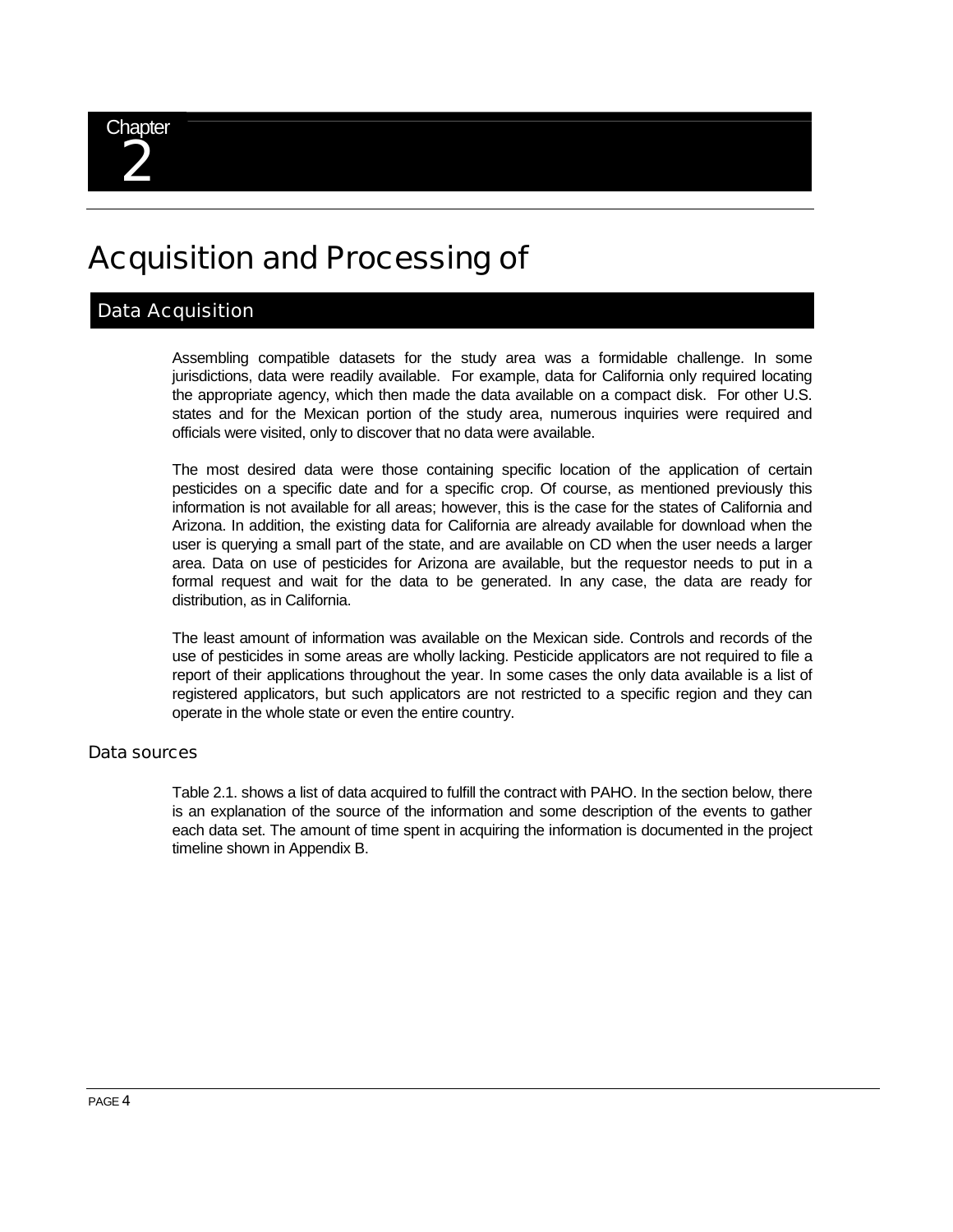Chapter 2

# Acquisition and Processing of

## Data Acquisition

Assembling compatible datasets for the study area was a formidable challenge. In some jurisdictions, data were readily available. For example, data for California only required locating the appropriate agency, which then made the data available on a compact disk. For other U.S. states and for the Mexican portion of the study area, numerous inquiries were required and officials were visited, only to discover that no data were available.

The most desired data were those containing specific location of the application of certain pesticides on a specific date and for a specific crop. Of course, as mentioned previously this information is not available for all areas; however, this is the case for the states of California and Arizona. In addition, the existing data for California are already available for download when the user is querying a small part of the state, and are available on CD when the user needs a larger area. Data on use of pesticides for Arizona are available, but the requestor needs to put in a formal request and wait for the data to be generated. In any case, the data are ready for distribution, as in California.

The least amount of information was available on the Mexican side. Controls and records of the use of pesticides in some areas are wholly lacking. Pesticide applicators are not required to file a report of their applications throughout the year. In some cases the only data available is a list of registered applicators, but such applicators are not restricted to a specific region and they can operate in the whole state or even the entire country.

### Data sources

Table 2.1. shows a list of data acquired to fulfill the contract with PAHO. In the section below, there is an explanation of the source of the information and some description of the events to gather each data set. The amount of time spent in acquiring the information is documented in the project timeline shown in Appendix B.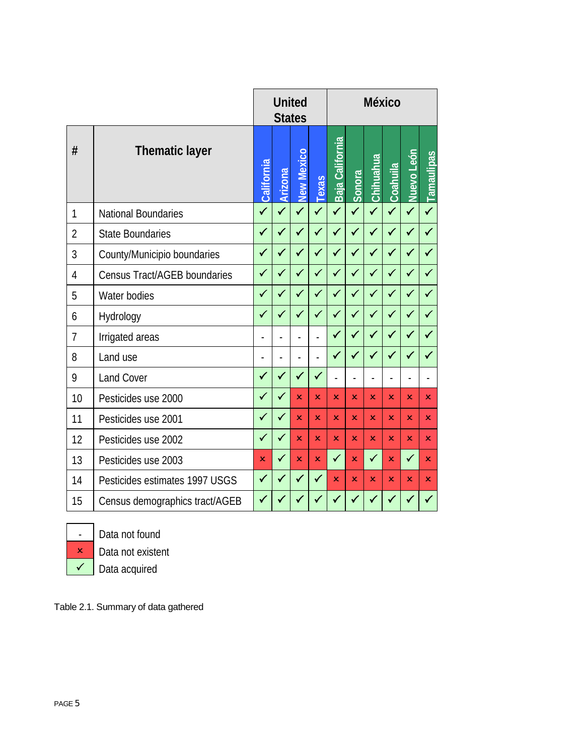| # | Thematic layer | United States | | | | México | | | | | |
|---|---|---|---|---|---|---|---|---|---|---|---|
| | | California | Arizona | New Mexico | Texas | Baja California | Sonora | Chihuahua | Coahuila | Nuevo León | Tamaulipas |
| 1 | National Boundaries | ✓ | ✓ | ✓ | ✓ | ✓ | ✓ | ✓ | ✓ | ✓ | ✓ |
| 2 | State Boundaries | ✓ | ✓ | ✓ | ✓ | ✓ | ✓ | ✓ | ✓ | ✓ | ✓ |
| 3 | County/Municipio boundaries | ✓ | ✓ | ✓ | ✓ | ✓ | ✓ | ✓ | ✓ | ✓ | ✓ |
| 4 | Census Tract/AGEB boundaries | ✓ | ✓ | ✓ | ✓ | ✓ | ✓ | ✓ | ✓ | ✓ | ✓ |
| 5 | Water bodies | ✓ | ✓ | ✓ | ✓ | ✓ | ✓ | ✓ | ✓ | ✓ | ✓ |
| 6 | Hydrology | ✓ | ✓ | ✓ | ✓ | ✓ | ✓ | ✓ | ✓ | ✓ | ✓ |
| 7 | Irrigated areas | - | - | - | - | ✓ | ✓ | ✓ | ✓ | ✓ | ✓ |
| 8 | Land use | - | - | - | - | ✓ | ✓ | ✓ | ✓ | ✓ | ✓ |
| 9 | Land Cover | ✓ | ✓ | ✓ | ✓ | - | - | - | - | - | - |
| 10 | Pesticides use 2000 | ✓ | ✓ | × | × | × | × | × | × | × | × |
| 11 | Pesticides use 2001 | ✓ | ✓ | × | × | × | × | × | × | × | × |
| 12 | Pesticides use 2002 | ✓ | ✓ | × | × | × | × | × | × | × | × |
| 13 | Pesticides use 2003 | × | ✓ | × | × | ✓ | × | ✓ | × | ✓ | × |
| 14 | Pesticides estimates 1997 USGS | ✓ | ✓ | ✓ | ✓ | × | × | × | × | × | × |
| 15 | Census demographics tract/AGEB | ✓ | ✓ | ✓ | ✓ | ✓ | ✓ | ✓ | ✓ | ✓ | ✓ |

| | |
|---|---|
| - | Data not found |
| × | Data not existent |
| ✓ | Data acquired |

Table 2.1. Summary of data gathered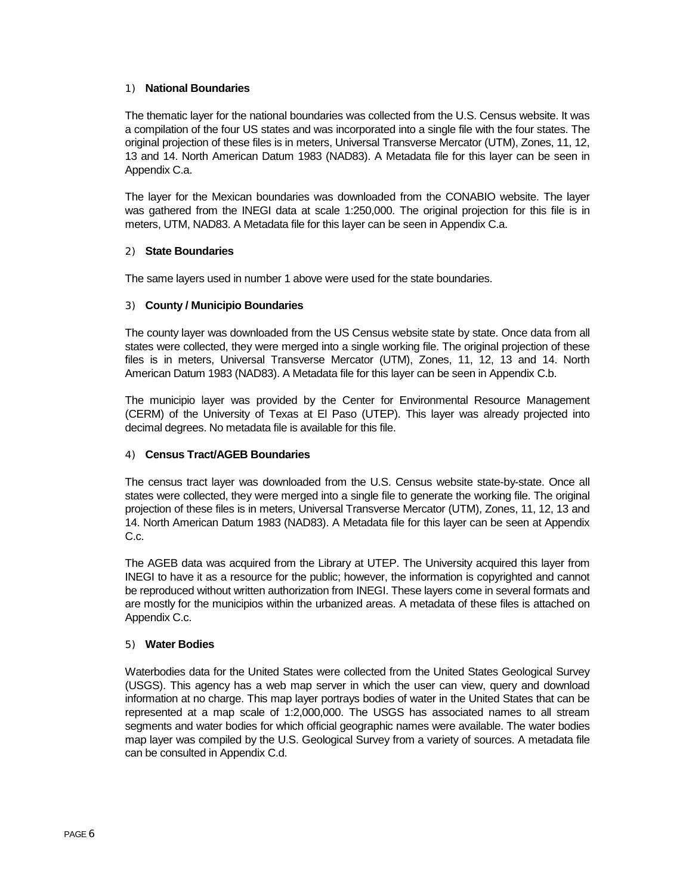1) **National Boundaries**

The thematic layer for the national boundaries was collected from the U.S. Census website. It was a compilation of the four US states and was incorporated into a single file with the four states. The original projection of these files is in meters, Universal Transverse Mercator (UTM), Zones, 11, 12, 13 and 14. North American Datum 1983 (NAD83). A Metadata file for this layer can be seen in Appendix C.a.

The layer for the Mexican boundaries was downloaded from the CONABIO website. The layer was gathered from the INEGI data at scale 1:250,000. The original projection for this file is in meters, UTM, NAD83. A Metadata file for this layer can be seen in Appendix C.a.

2) **State Boundaries**

The same layers used in number 1 above were used for the state boundaries.

3) **County / Municipio Boundaries**

The county layer was downloaded from the US Census website state by state. Once data from all states were collected, they were merged into a single working file. The original projection of these files is in meters, Universal Transverse Mercator (UTM), Zones, 11, 12, 13 and 14. North American Datum 1983 (NAD83). A Metadata file for this layer can be seen in Appendix C.b.

The municipio layer was provided by the Center for Environmental Resource Management (CERM) of the University of Texas at El Paso (UTEP). This layer was already projected into decimal degrees. No metadata file is available for this file.

4) **Census Tract/AGEB Boundaries**

The census tract layer was downloaded from the U.S. Census website state-by-state. Once all states were collected, they were merged into a single file to generate the working file. The original projection of these files is in meters, Universal Transverse Mercator (UTM), Zones, 11, 12, 13 and 14. North American Datum 1983 (NAD83). A Metadata file for this layer can be seen at Appendix C.c.

The AGEB data was acquired from the Library at UTEP. The University acquired this layer from INEGI to have it as a resource for the public; however, the information is copyrighted and cannot be reproduced without written authorization from INEGI. These layers come in several formats and are mostly for the municipios within the urbanized areas. A metadata of these files is attached on Appendix C.c.

5) **Water Bodies**

Waterbodies data for the United States were collected from the United States Geological Survey (USGS). This agency has a web map server in which the user can view, query and download information at no charge. This map layer portrays bodies of water in the United States that can be represented at a map scale of 1:2,000,000. The USGS has associated names to all stream segments and water bodies for which official geographic names were available. The water bodies map layer was compiled by the U.S. Geological Survey from a variety of sources. A metadata file can be consulted in Appendix C.d.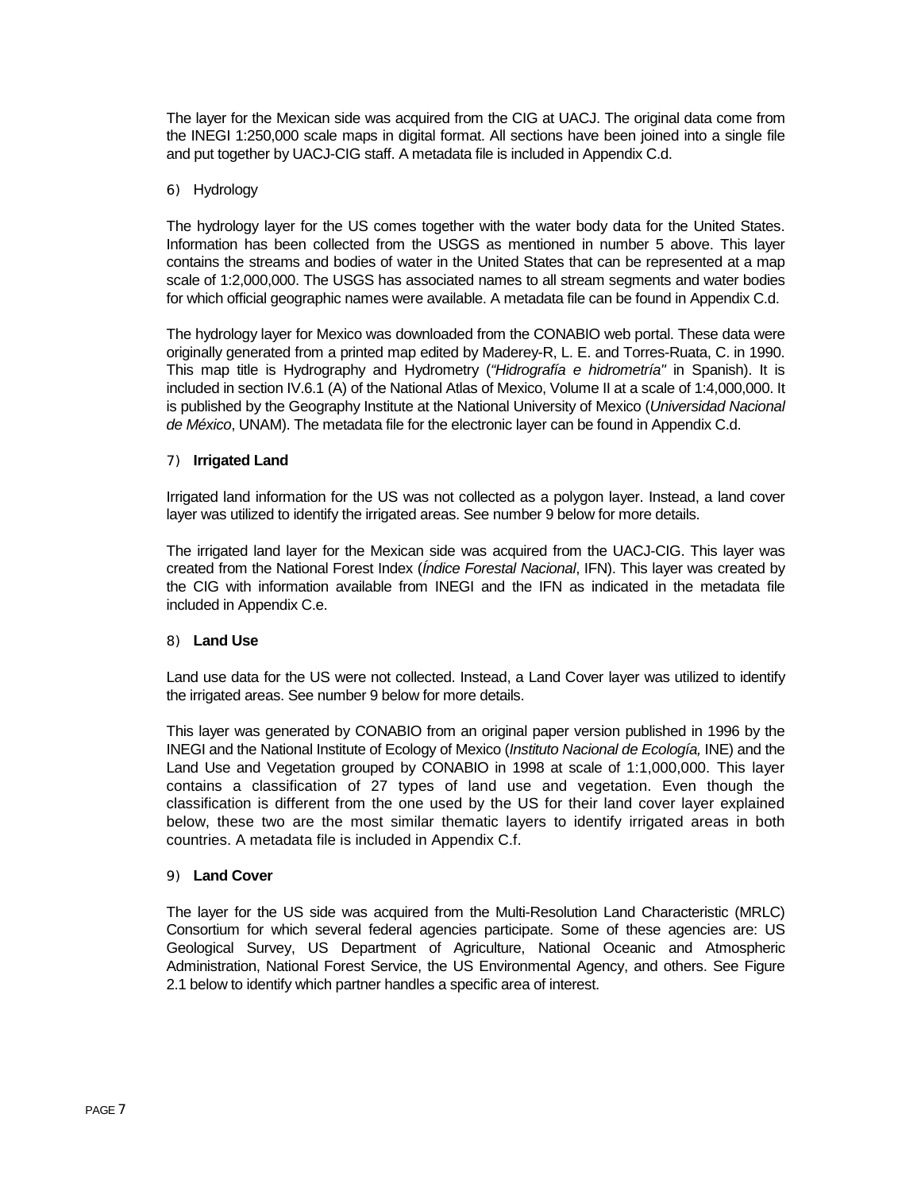The layer for the Mexican side was acquired from the CIG at UACJ. The original data come from the INEGI 1:250,000 scale maps in digital format. All sections have been joined into a single file and put together by UACJ-CIG staff. A metadata file is included in Appendix C.d.

6) Hydrology

The hydrology layer for the US comes together with the water body data for the United States. Information has been collected from the USGS as mentioned in number 5 above. This layer contains the streams and bodies of water in the United States that can be represented at a map scale of 1:2,000,000. The USGS has associated names to all stream segments and water bodies for which official geographic names were available. A metadata file can be found in Appendix C.d.

The hydrology layer for Mexico was downloaded from the CONABIO web portal. These data were originally generated from a printed map edited by Maderey-R, L. E. and Torres-Ruata, C. in 1990. This map title is Hydrography and Hydrometry (*"Hidrografía e hidrometría"* in Spanish). It is included in section IV.6.1 (A) of the National Atlas of Mexico, Volume II at a scale of 1:4,000,000. It is published by the Geography Institute at the National University of Mexico (*Universidad Nacional de México*, UNAM). The metadata file for the electronic layer can be found in Appendix C.d.

7) **Irrigated Land**

Irrigated land information for the US was not collected as a polygon layer. Instead, a land cover layer was utilized to identify the irrigated areas. See number 9 below for more details.

The irrigated land layer for the Mexican side was acquired from the UACJ-CIG. This layer was created from the National Forest Index (*Índice Forestal Nacional*, IFN). This layer was created by the CIG with information available from INEGI and the IFN as indicated in the metadata file included in Appendix C.e.

8) **Land Use**

Land use data for the US were not collected. Instead, a Land Cover layer was utilized to identify the irrigated areas. See number 9 below for more details.

This layer was generated by CONABIO from an original paper version published in 1996 by the INEGI and the National Institute of Ecology of Mexico (*Instituto Nacional de Ecología,* INE) and the Land Use and Vegetation grouped by CONABIO in 1998 at scale of 1:1,000,000. This layer contains a classification of 27 types of land use and vegetation. Even though the classification is different from the one used by the US for their land cover layer explained below, these two are the most similar thematic layers to identify irrigated areas in both countries. A metadata file is included in Appendix C.f.

9) **Land Cover**

The layer for the US side was acquired from the Multi-Resolution Land Characteristic (MRLC) Consortium for which several federal agencies participate. Some of these agencies are: US Geological Survey, US Department of Agriculture, National Oceanic and Atmospheric Administration, National Forest Service, the US Environmental Agency, and others. See Figure 2.1 below to identify which partner handles a specific area of interest.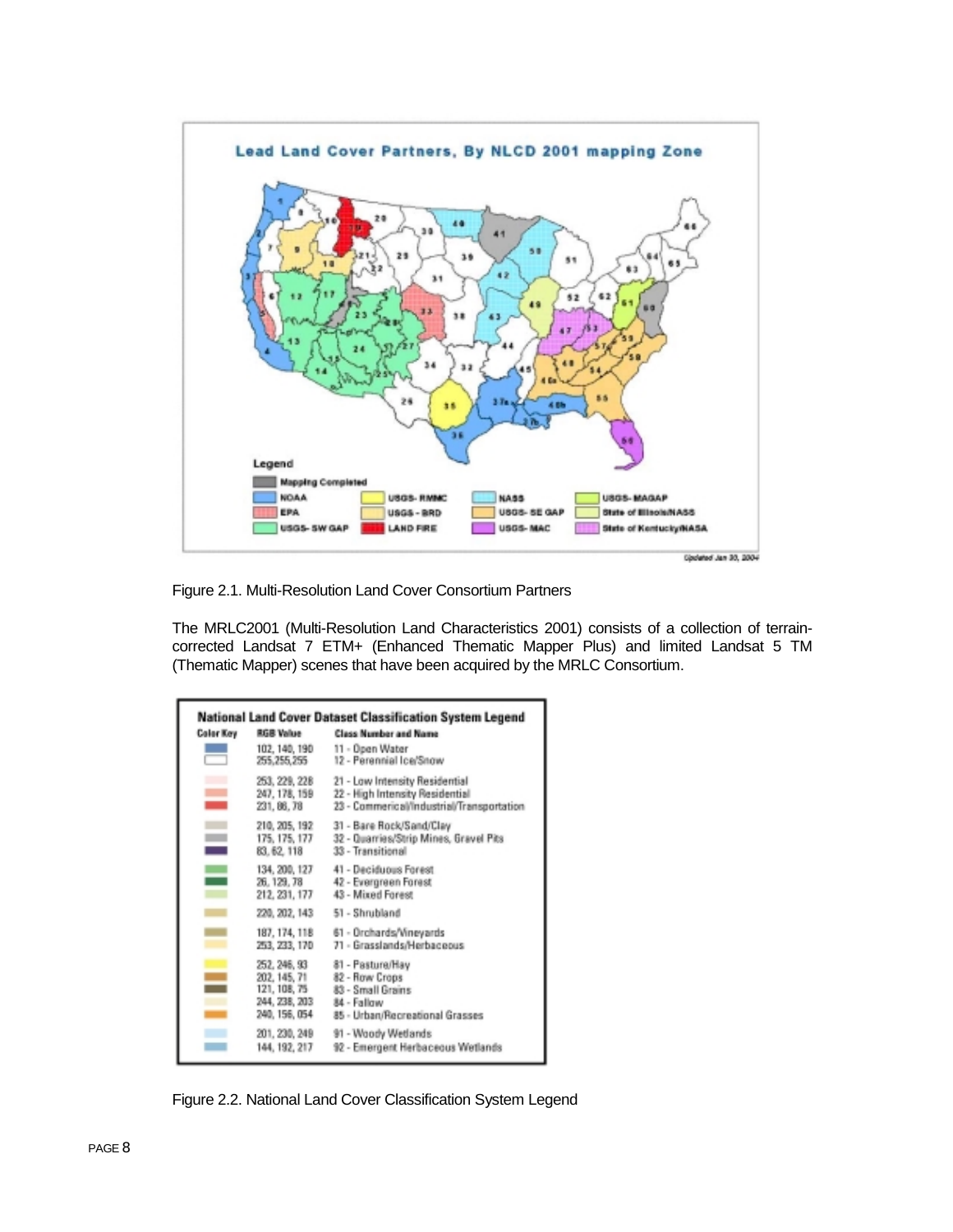Lead Land Cover Partners, By NLCD 2001 mapping Zone

Legend

Mapping Completed

NOAA

EPA

USGS- SW GAP

USGS- RMMC

USGS - BRD

LAND FIRE

NASS

USGS- SE GAP

USGS- MAC

USGS- MAGAP

State of Illinois/NASS

State of Kentucky/NASA

Updated Jan 30, 2004

Figure 2.1. Multi-Resolution Land Cover Consortium Partners

The MRLC2001 (Multi-Resolution Land Characteristics 2001) consists of a collection of terrain-corrected Landsat 7 ETM+ (Enhanced Thematic Mapper Plus) and limited Landsat 5 TM (Thematic Mapper) scenes that have been acquired by the MRLC Consortium.

**National Land Cover Dataset Classification System Legend**

| Color Key | RGB Value | Class Number and Name |
|---|---|---|
| | 102, 140, 190 | 11 - Open Water |
| | 255,255,255 | 12 - Perennial Ice/Snow |
| | 253, 229, 228 | 21 - Low Intensity Residential |
| | 247, 178, 159 | 22 - High Intensity Residential |
| | 231, 86, 78 | 23 - Commerical/Industrial/Transportation |
| | 210, 205, 192 | 31 - Bare Rock/Sand/Clay |
| | 175, 175, 177 | 32 - Quarries/Strip Mines, Gravel Pits |
| | 83, 62, 118 | 33 - Transitional |
| | 134, 200, 127 | 41 - Deciduous Forest |
| | 26, 129, 78 | 42 - Evergreen Forest |
| | 212, 231, 177 | 43 - Mixed Forest |
| | 220, 202, 143 | 51 - Shrubland |
| | 187, 174, 118 | 61 - Orchards/Vineyards |
| | 253, 233, 170 | 71 - Grasslands/Herbaceous |
| | 252, 246, 93 | 81 - Pasture/Hay |
| | 202, 145, 71 | 82 - Row Crops |
| | 121, 108, 75 | 83 - Small Grains |
| | 244, 238, 203 | 84 - Fallow |
| | 240, 156, 054 | 85 - Urban/Recreational Grasses |
| | 201, 230, 249 | 91 - Woody Wetlands |
| | 144, 192, 217 | 92 - Emergent Herbaceous Wetlands |

Figure 2.2. National Land Cover Classification System Legend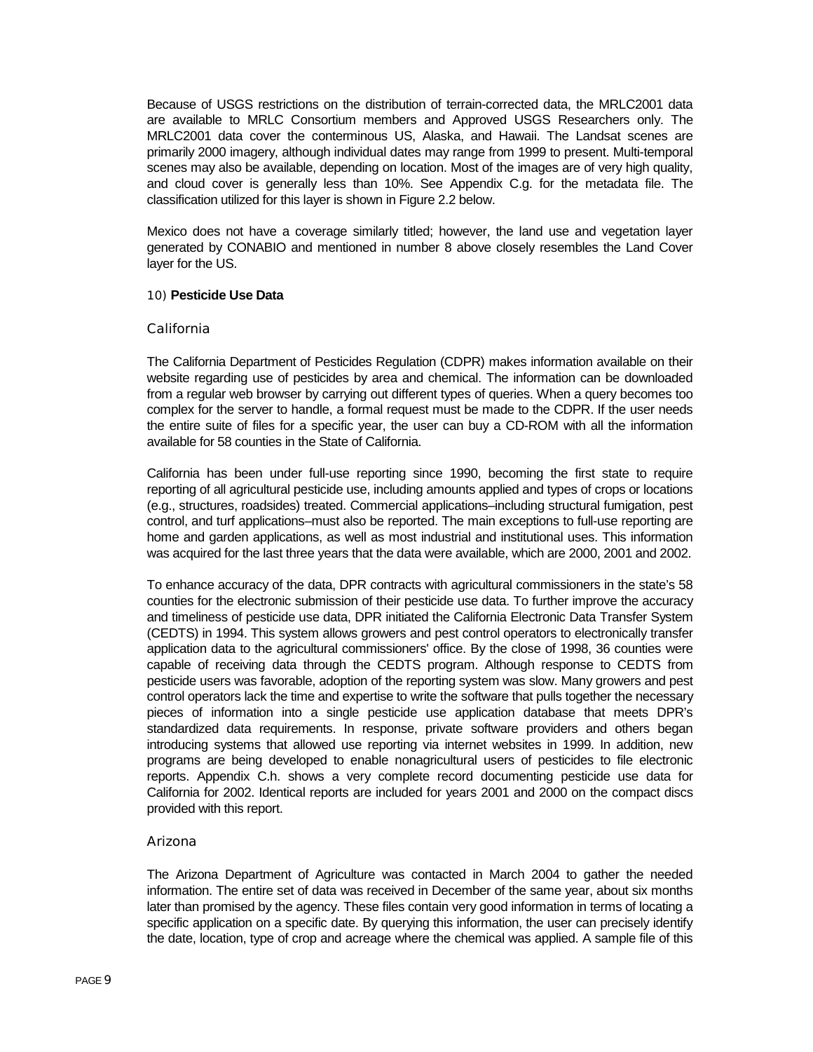Because of USGS restrictions on the distribution of terrain-corrected data, the MRLC2001 data are available to MRLC Consortium members and Approved USGS Researchers only. The MRLC2001 data cover the conterminous US, Alaska, and Hawaii. The Landsat scenes are primarily 2000 imagery, although individual dates may range from 1999 to present. Multi-temporal scenes may also be available, depending on location. Most of the images are of very high quality, and cloud cover is generally less than 10%. See Appendix C.g. for the metadata file. The classification utilized for this layer is shown in Figure 2.2 below.

Mexico does not have a coverage similarly titled; however, the land use and vegetation layer generated by CONABIO and mentioned in number 8 above closely resembles the Land Cover layer for the US.

10) **Pesticide Use Data**

### California

The California Department of Pesticides Regulation (CDPR) makes information available on their website regarding use of pesticides by area and chemical. The information can be downloaded from a regular web browser by carrying out different types of queries. When a query becomes too complex for the server to handle, a formal request must be made to the CDPR. If the user needs the entire suite of files for a specific year, the user can buy a CD-ROM with all the information available for 58 counties in the State of California.

California has been under full-use reporting since 1990, becoming the first state to require reporting of all agricultural pesticide use, including amounts applied and types of crops or locations (e.g., structures, roadsides) treated. Commercial applications–including structural fumigation, pest control, and turf applications–must also be reported. The main exceptions to full-use reporting are home and garden applications, as well as most industrial and institutional uses. This information was acquired for the last three years that the data were available, which are 2000, 2001 and 2002.

To enhance accuracy of the data, DPR contracts with agricultural commissioners in the state's 58 counties for the electronic submission of their pesticide use data. To further improve the accuracy and timeliness of pesticide use data, DPR initiated the California Electronic Data Transfer System (CEDTS) in 1994. This system allows growers and pest control operators to electronically transfer application data to the agricultural commissioners' office. By the close of 1998, 36 counties were capable of receiving data through the CEDTS program. Although response to CEDTS from pesticide users was favorable, adoption of the reporting system was slow. Many growers and pest control operators lack the time and expertise to write the software that pulls together the necessary pieces of information into a single pesticide use application database that meets DPR's standardized data requirements. In response, private software providers and others began introducing systems that allowed use reporting via internet websites in 1999. In addition, new programs are being developed to enable nonagricultural users of pesticides to file electronic reports. Appendix C.h. shows a very complete record documenting pesticide use data for California for 2002. Identical reports are included for years 2001 and 2000 on the compact discs provided with this report.

### Arizona

The Arizona Department of Agriculture was contacted in March 2004 to gather the needed information. The entire set of data was received in December of the same year, about six months later than promised by the agency. These files contain very good information in terms of locating a specific application on a specific date. By querying this information, the user can precisely identify the date, location, type of crop and acreage where the chemical was applied. A sample file of this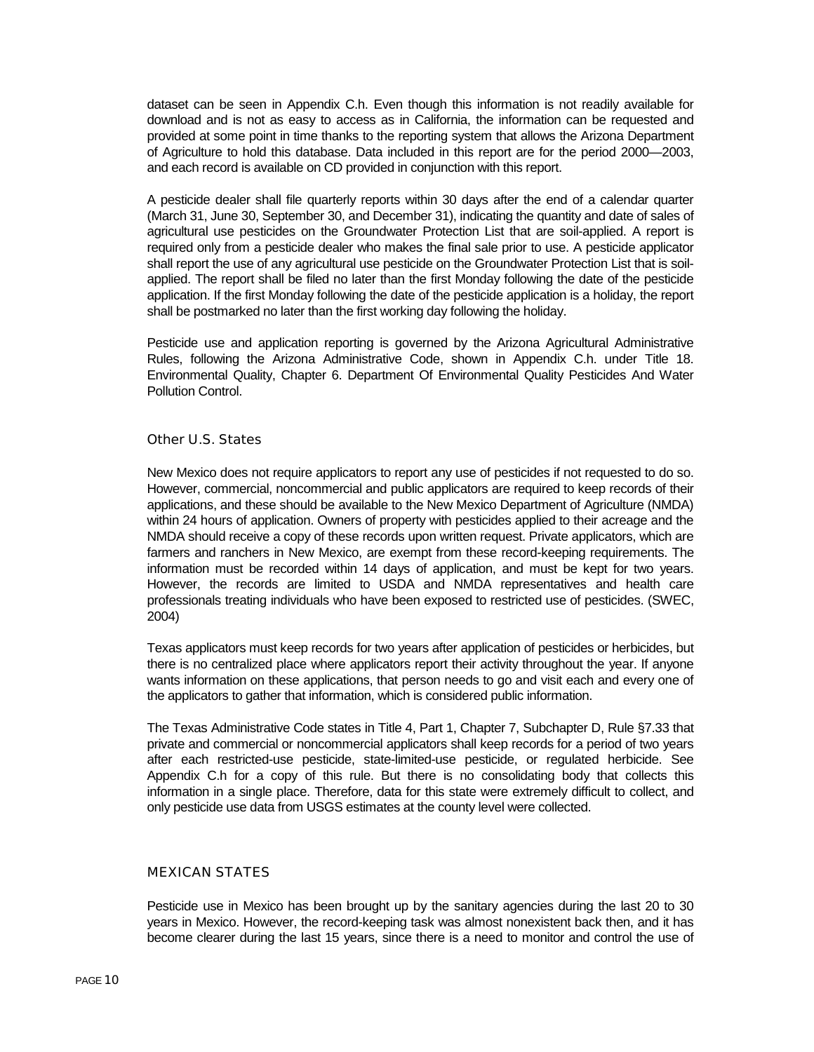dataset can be seen in Appendix C.h. Even though this information is not readily available for download and is not as easy to access as in California, the information can be requested and provided at some point in time thanks to the reporting system that allows the Arizona Department of Agriculture to hold this database. Data included in this report are for the period 2000—2003, and each record is available on CD provided in conjunction with this report.

A pesticide dealer shall file quarterly reports within 30 days after the end of a calendar quarter (March 31, June 30, September 30, and December 31), indicating the quantity and date of sales of agricultural use pesticides on the Groundwater Protection List that are soil-applied. A report is required only from a pesticide dealer who makes the final sale prior to use. A pesticide applicator shall report the use of any agricultural use pesticide on the Groundwater Protection List that is soil-applied. The report shall be filed no later than the first Monday following the date of the pesticide application. If the first Monday following the date of the pesticide application is a holiday, the report shall be postmarked no later than the first working day following the holiday.

Pesticide use and application reporting is governed by the Arizona Agricultural Administrative Rules, following the Arizona Administrative Code, shown in Appendix C.h. under Title 18. Environmental Quality, Chapter 6. Department Of Environmental Quality Pesticides And Water Pollution Control.

### Other U.S. States

New Mexico does not require applicators to report any use of pesticides if not requested to do so. However, commercial, noncommercial and public applicators are required to keep records of their applications, and these should be available to the New Mexico Department of Agriculture (NMDA) within 24 hours of application. Owners of property with pesticides applied to their acreage and the NMDA should receive a copy of these records upon written request. Private applicators, which are farmers and ranchers in New Mexico, are exempt from these record-keeping requirements. The information must be recorded within 14 days of application, and must be kept for two years. However, the records are limited to USDA and NMDA representatives and health care professionals treating individuals who have been exposed to restricted use of pesticides. (SWEC, 2004)

Texas applicators must keep records for two years after application of pesticides or herbicides, but there is no centralized place where applicators report their activity throughout the year. If anyone wants information on these applications, that person needs to go and visit each and every one of the applicators to gather that information, which is considered public information.

The Texas Administrative Code states in Title 4, Part 1, Chapter 7, Subchapter D, Rule §7.33 that private and commercial or noncommercial applicators shall keep records for a period of two years after each restricted-use pesticide, state-limited-use pesticide, or regulated herbicide. See Appendix C.h for a copy of this rule. But there is no consolidating body that collects this information in a single place. Therefore, data for this state were extremely difficult to collect, and only pesticide use data from USGS estimates at the county level were collected.

## MEXICAN STATES

Pesticide use in Mexico has been brought up by the sanitary agencies during the last 20 to 30 years in Mexico. However, the record-keeping task was almost nonexistent back then, and it has become clearer during the last 15 years, since there is a need to monitor and control the use of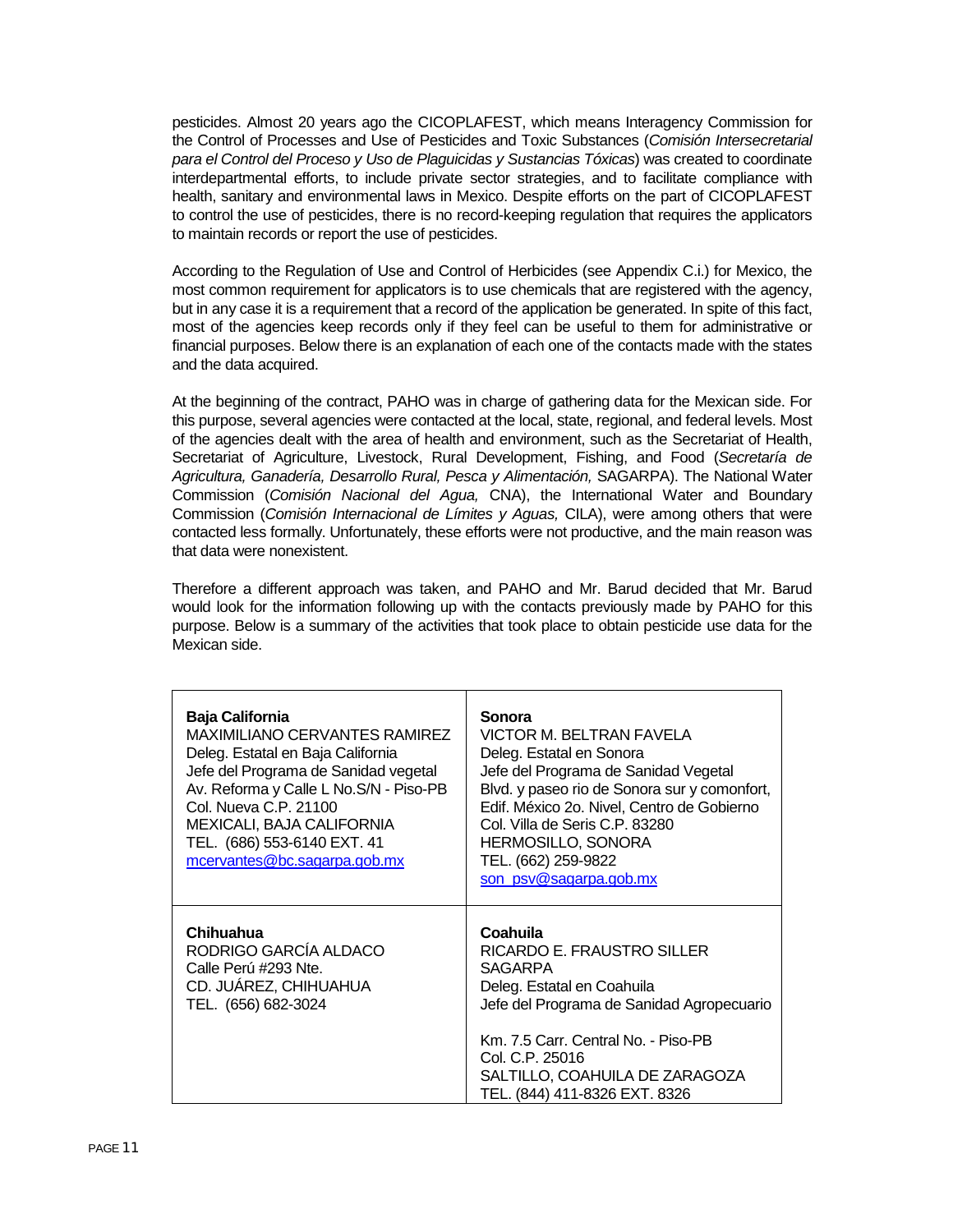pesticides. Almost 20 years ago the CICOPLAFEST, which means Interagency Commission for the Control of Processes and Use of Pesticides and Toxic Substances (*Comisión Intersecretarial para el Control del Proceso y Uso de Plaguicidas y Sustancias Tóxicas*) was created to coordinate interdepartmental efforts, to include private sector strategies, and to facilitate compliance with health, sanitary and environmental laws in Mexico. Despite efforts on the part of CICOPLAFEST to control the use of pesticides, there is no record-keeping regulation that requires the applicators to maintain records or report the use of pesticides.

According to the Regulation of Use and Control of Herbicides (see Appendix C.i.) for Mexico, the most common requirement for applicators is to use chemicals that are registered with the agency, but in any case it is a requirement that a record of the application be generated. In spite of this fact, most of the agencies keep records only if they feel can be useful to them for administrative or financial purposes. Below there is an explanation of each one of the contacts made with the states and the data acquired.

At the beginning of the contract, PAHO was in charge of gathering data for the Mexican side. For this purpose, several agencies were contacted at the local, state, regional, and federal levels. Most of the agencies dealt with the area of health and environment, such as the Secretariat of Health, Secretariat of Agriculture, Livestock, Rural Development, Fishing, and Food (*Secretaría de Agricultura, Ganadería, Desarrollo Rural, Pesca y Alimentación,* SAGARPA). The National Water Commission (*Comisión Nacional del Agua,* CNA), the International Water and Boundary Commission (*Comisión Internacional de Límites y Aguas,* CILA), were among others that were contacted less formally. Unfortunately, these efforts were not productive, and the main reason was that data were nonexistent.

Therefore a different approach was taken, and PAHO and Mr. Barud decided that Mr. Barud would look for the information following up with the contacts previously made by PAHO for this purpose. Below is a summary of the activities that took place to obtain pesticide use data for the Mexican side.

| | |
|---|---|
| **Baja California**<br>MAXIMILIANO CERVANTES RAMIREZ<br>Deleg. Estatal en Baja California<br>Jefe del Programa de Sanidad vegetal<br>Av. Reforma y Calle L No.S/N - Piso-PB<br>Col. Nueva C.P. 21100<br>MEXICALI, BAJA CALIFORNIA<br>TEL. (686) 553-6140 EXT. 41<br>mcervantes@bc.sagarpa.gob.mx | **Sonora**<br>VICTOR M. BELTRAN FAVELA<br>Deleg. Estatal en Sonora<br>Jefe del Programa de Sanidad Vegetal<br>Blvd. y paseo rio de Sonora sur y comonfort,<br>Edif. México 2o. Nivel, Centro de Gobierno<br>Col. Villa de Seris C.P. 83280<br>HERMOSILLO, SONORA<br>TEL. (662) 259-9822<br>son_psv@sagarpa.gob.mx |
| **Chihuahua**<br>RODRIGO GARCÍA ALDACO<br>Calle Perú #293 Nte.<br>CD. JUÁREZ, CHIHUAHUA<br>TEL. (656) 682-3024 | **Coahuila**<br>RICARDO E. FRAUSTRO SILLER<br>SAGARPA<br>Deleg. Estatal en Coahuila<br>Jefe del Programa de Sanidad Agropecuario<br><br>Km. 7.5 Carr. Central No. - Piso-PB<br>Col. C.P. 25016<br>SALTILLO, COAHUILA DE ZARAGOZA<br>TEL. (844) 411-8326 EXT. 8326 |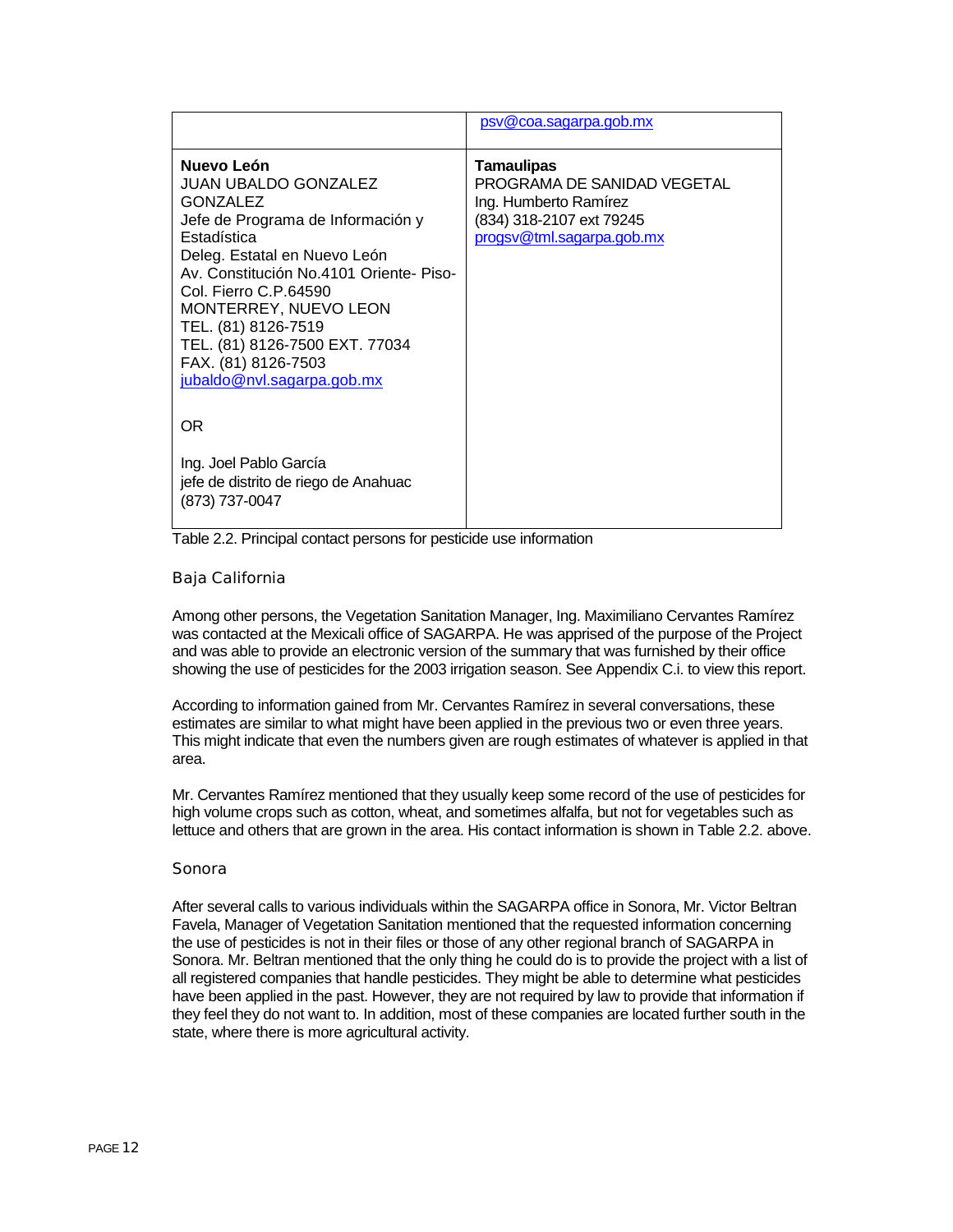| | |
|---|---|
| | psv@coa.sagarpa.gob.mx |
| **Nuevo León**<br>JUAN UBALDO GONZALEZ GONZALEZ<br>Jefe de Programa de Información y Estadística<br>Deleg. Estatal en Nuevo León<br>Av. Constitución No.4101 Oriente- Piso-Col. Fierro C.P.64590<br>MONTERREY, NUEVO LEON<br>TEL. (81) 8126-7519<br>TEL. (81) 8126-7500 EXT. 77034<br>FAX. (81) 8126-7503<br>jubaldo@nvl.sagarpa.gob.mx<br><br>OR<br><br>Ing. Joel Pablo García<br>jefe de distrito de riego de Anahuac<br>(873) 737-0047 | **Tamaulipas**<br>PROGRAMA DE SANIDAD VEGETAL<br>Ing. Humberto Ramírez<br>(834) 318-2107 ext 79245<br>progsv@tml.sagarpa.gob.mx |

Table 2.2. Principal contact persons for pesticide use information

### Baja California

Among other persons, the Vegetation Sanitation Manager, Ing. Maximiliano Cervantes Ramírez was contacted at the Mexicali office of SAGARPA. He was apprised of the purpose of the Project and was able to provide an electronic version of the summary that was furnished by their office showing the use of pesticides for the 2003 irrigation season. See Appendix C.i. to view this report.

According to information gained from Mr. Cervantes Ramírez in several conversations, these estimates are similar to what might have been applied in the previous two or even three years. This might indicate that even the numbers given are rough estimates of whatever is applied in that area.

Mr. Cervantes Ramírez mentioned that they usually keep some record of the use of pesticides for high volume crops such as cotton, wheat, and sometimes alfalfa, but not for vegetables such as lettuce and others that are grown in the area. His contact information is shown in Table 2.2. above.

### Sonora

After several calls to various individuals within the SAGARPA office in Sonora, Mr. Victor Beltran Favela, Manager of Vegetation Sanitation mentioned that the requested information concerning the use of pesticides is not in their files or those of any other regional branch of SAGARPA in Sonora. Mr. Beltran mentioned that the only thing he could do is to provide the project with a list of all registered companies that handle pesticides. They might be able to determine what pesticides have been applied in the past. However, they are not required by law to provide that information if they feel they do not want to. In addition, most of these companies are located further south in the state, where there is more agricultural activity.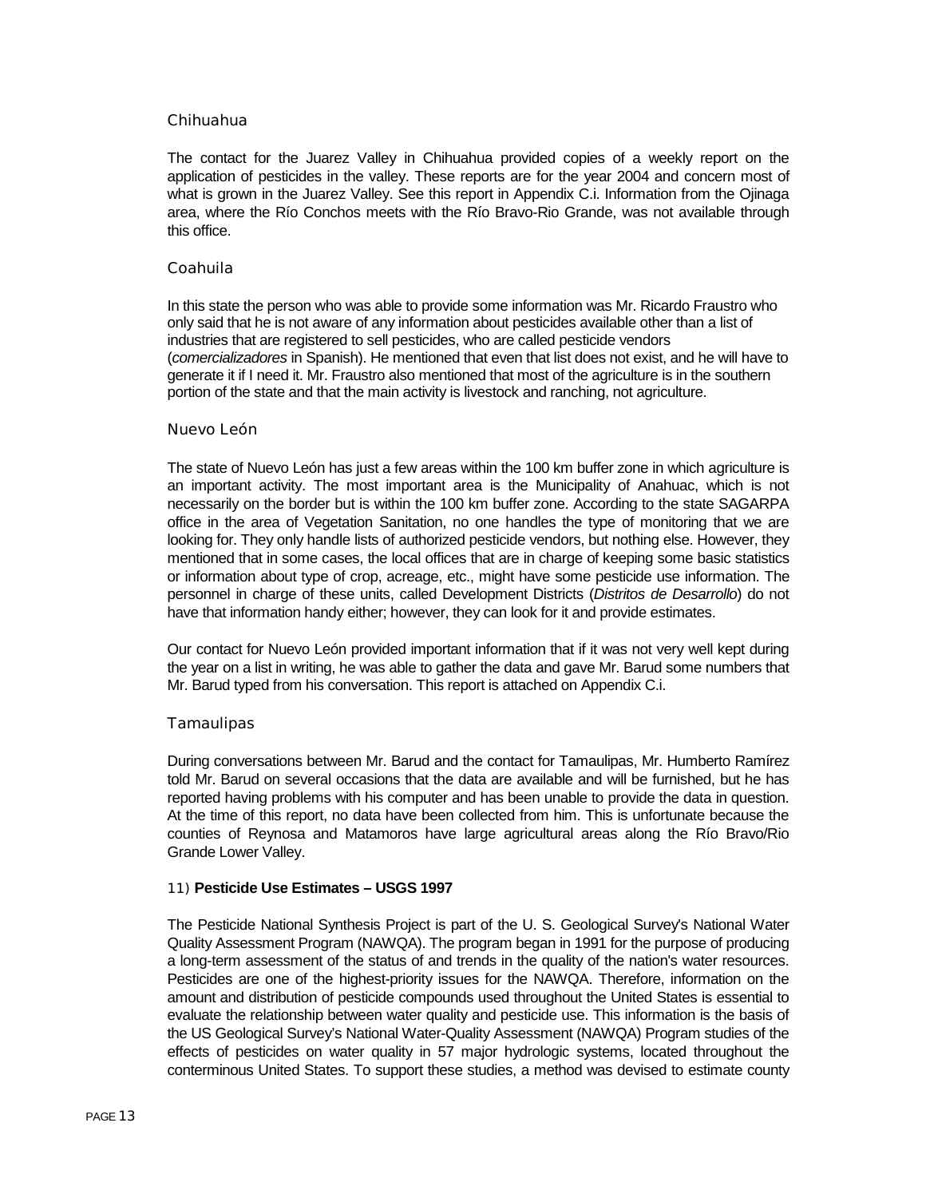### Chihuahua

The contact for the Juarez Valley in Chihuahua provided copies of a weekly report on the application of pesticides in the valley. These reports are for the year 2004 and concern most of what is grown in the Juarez Valley. See this report in Appendix C.i. Information from the Ojinaga area, where the Río Conchos meets with the Río Bravo-Rio Grande, was not available through this office.

### Coahuila

In this state the person who was able to provide some information was Mr. Ricardo Fraustro who only said that he is not aware of any information about pesticides available other than a list of industries that are registered to sell pesticides, who are called pesticide vendors (*comercializadores* in Spanish). He mentioned that even that list does not exist, and he will have to generate it if I need it. Mr. Fraustro also mentioned that most of the agriculture is in the southern portion of the state and that the main activity is livestock and ranching, not agriculture.

### Nuevo León

The state of Nuevo León has just a few areas within the 100 km buffer zone in which agriculture is an important activity. The most important area is the Municipality of Anahuac, which is not necessarily on the border but is within the 100 km buffer zone. According to the state SAGARPA office in the area of Vegetation Sanitation, no one handles the type of monitoring that we are looking for. They only handle lists of authorized pesticide vendors, but nothing else. However, they mentioned that in some cases, the local offices that are in charge of keeping some basic statistics or information about type of crop, acreage, etc., might have some pesticide use information. The personnel in charge of these units, called Development Districts (*Distritos de Desarrollo*) do not have that information handy either; however, they can look for it and provide estimates.

Our contact for Nuevo León provided important information that if it was not very well kept during the year on a list in writing, he was able to gather the data and gave Mr. Barud some numbers that Mr. Barud typed from his conversation. This report is attached on Appendix C.i.

### Tamaulipas

During conversations between Mr. Barud and the contact for Tamaulipas, Mr. Humberto Ramírez told Mr. Barud on several occasions that the data are available and will be furnished, but he has reported having problems with his computer and has been unable to provide the data in question. At the time of this report, no data have been collected from him. This is unfortunate because the counties of Reynosa and Matamoros have large agricultural areas along the Río Bravo/Rio Grande Lower Valley.

### 11) **Pesticide Use Estimates – USGS 1997**

The Pesticide National Synthesis Project is part of the U. S. Geological Survey's National Water Quality Assessment Program (NAWQA). The program began in 1991 for the purpose of producing a long-term assessment of the status of and trends in the quality of the nation's water resources. Pesticides are one of the highest-priority issues for the NAWQA. Therefore, information on the amount and distribution of pesticide compounds used throughout the United States is essential to evaluate the relationship between water quality and pesticide use. This information is the basis of the US Geological Survey's National Water-Quality Assessment (NAWQA) Program studies of the effects of pesticides on water quality in 57 major hydrologic systems, located throughout the conterminous United States. To support these studies, a method was devised to estimate county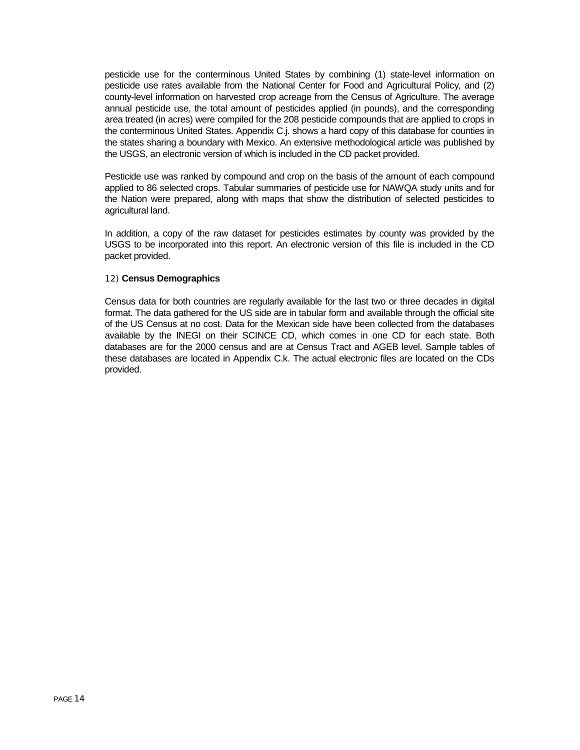pesticide use for the conterminous United States by combining (1) state-level information on pesticide use rates available from the National Center for Food and Agricultural Policy, and (2) county-level information on harvested crop acreage from the Census of Agriculture. The average annual pesticide use, the total amount of pesticides applied (in pounds), and the corresponding area treated (in acres) were compiled for the 208 pesticide compounds that are applied to crops in the conterminous United States. Appendix C.j. shows a hard copy of this database for counties in the states sharing a boundary with Mexico. An extensive methodological article was published by the USGS, an electronic version of which is included in the CD packet provided.

Pesticide use was ranked by compound and crop on the basis of the amount of each compound applied to 86 selected crops. Tabular summaries of pesticide use for NAWQA study units and for the Nation were prepared, along with maps that show the distribution of selected pesticides to agricultural land.

In addition, a copy of the raw dataset for pesticides estimates by county was provided by the USGS to be incorporated into this report. An electronic version of this file is included in the CD packet provided.

### 12) **Census Demographics**

Census data for both countries are regularly available for the last two or three decades in digital format. The data gathered for the US side are in tabular form and available through the official site of the US Census at no cost. Data for the Mexican side have been collected from the databases available by the INEGI on their SCINCE CD, which comes in one CD for each state. Both databases are for the 2000 census and are at Census Tract and AGEB level. Sample tables of these databases are located in Appendix C.k. The actual electronic files are located on the CDs provided.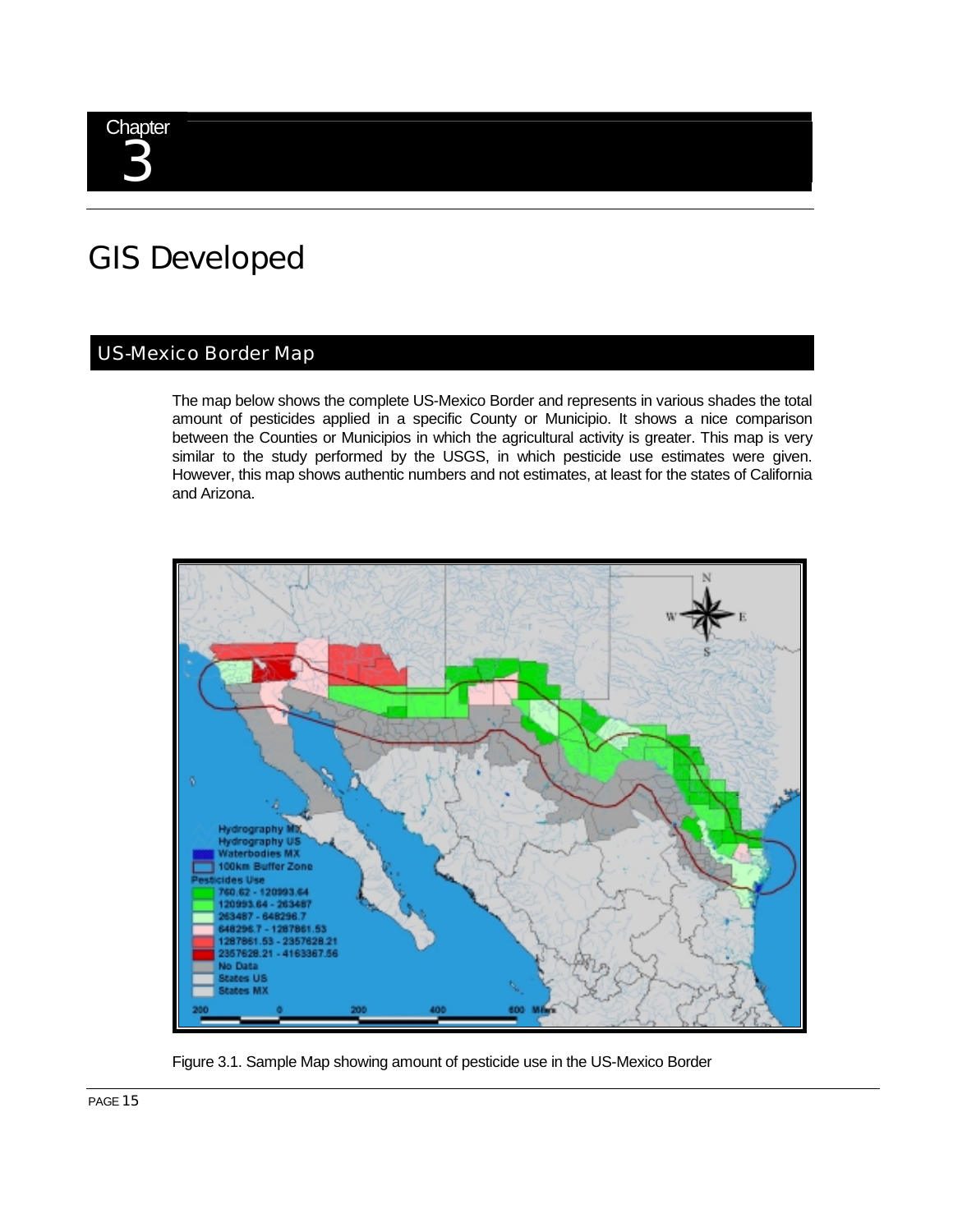Chapter 3

# GIS Developed

## US-Mexico Border Map

The map below shows the complete US-Mexico Border and represents in various shades the total amount of pesticides applied in a specific County or Municipio. It shows a nice comparison between the Counties or Municipios in which the agricultural activity is greater. This map is very similar to the study performed by the USGS, in which pesticide use estimates were given. However, this map shows authentic numbers and not estimates, at least for the states of California and Arizona.

Hydrography MX
Hydrography US
Waterbodies MX
100km Buffer Zone
Pesticides Use
760.62 - 120993.64
120993.64 - 263487
263487 - 648296.7
648296.7 - 1287861.53
1287861.53 - 2357628.21
2357628.21 - 4163367.56
No Data
States US
States MX

200 0 200 400 600 Miles

Figure 3.1. Sample Map showing amount of pesticide use in the US-Mexico Border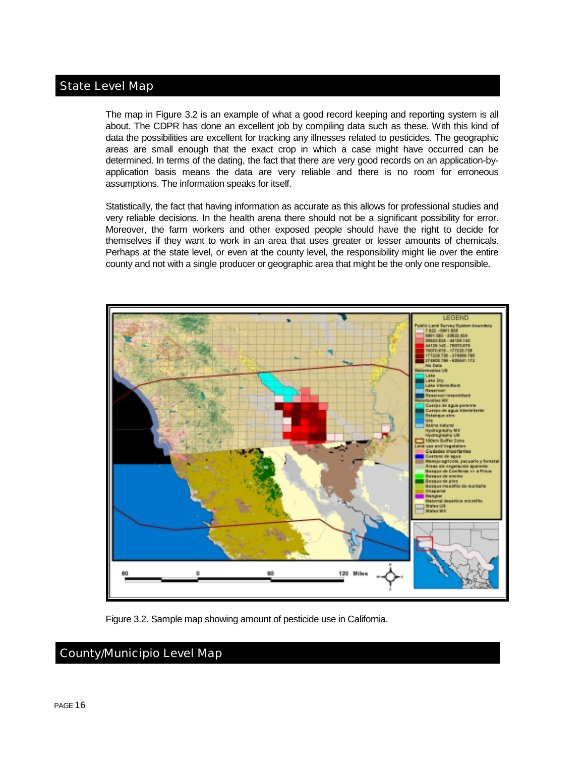## State Level Map

The map in Figure 3.2 is an example of what a good record keeping and reporting system is all about. The CDPR has done an excellent job by compiling data such as these. With this kind of data the possibilities are excellent for tracking any illnesses related to pesticides. The geographic areas are small enough that the exact crop in which a case might have occurred can be determined. In terms of the dating, the fact that there are very good records on an application-by-application basis means the data are very reliable and there is no room for erroneous assumptions. The information speaks for itself.

Statistically, the fact that having information as accurate as this allows for professional studies and very reliable decisions. In the health arena there should not be a significant possibility for error. Moreover, the farm workers and other exposed people should have the right to decide for themselves if they want to work in an area that uses greater or lesser amounts of chemicals. Perhaps at the state level, or even at the county level, the responsibility might lie over the entire county and not with a single producer or geographic area that might be the only one responsible.

Figure 3.2. Sample map showing amount of pesticide use in California.

## County/Municipio Level Map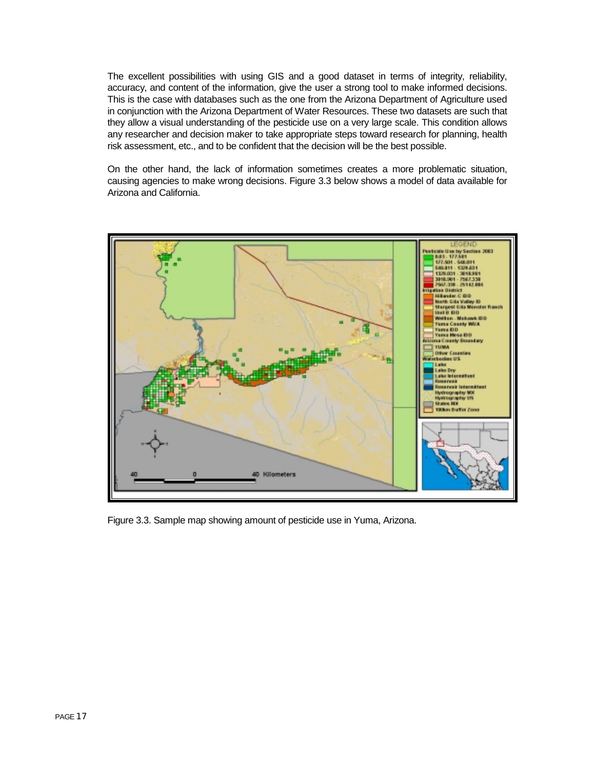The excellent possibilities with using GIS and a good dataset in terms of integrity, reliability, accuracy, and content of the information, give the user a strong tool to make informed decisions. This is the case with databases such as the one from the Arizona Department of Agriculture used in conjunction with the Arizona Department of Water Resources. These two datasets are such that they allow a visual understanding of the pesticide use on a very large scale. This condition allows any researcher and decision maker to take appropriate steps toward research for planning, health risk assessment, etc., and to be confident that the decision will be the best possible.

On the other hand, the lack of information sometimes creates a more problematic situation, causing agencies to make wrong decisions. Figure 3.3 below shows a model of data available for Arizona and California.

Figure 3.3. Sample map showing amount of pesticide use in Yuma, Arizona.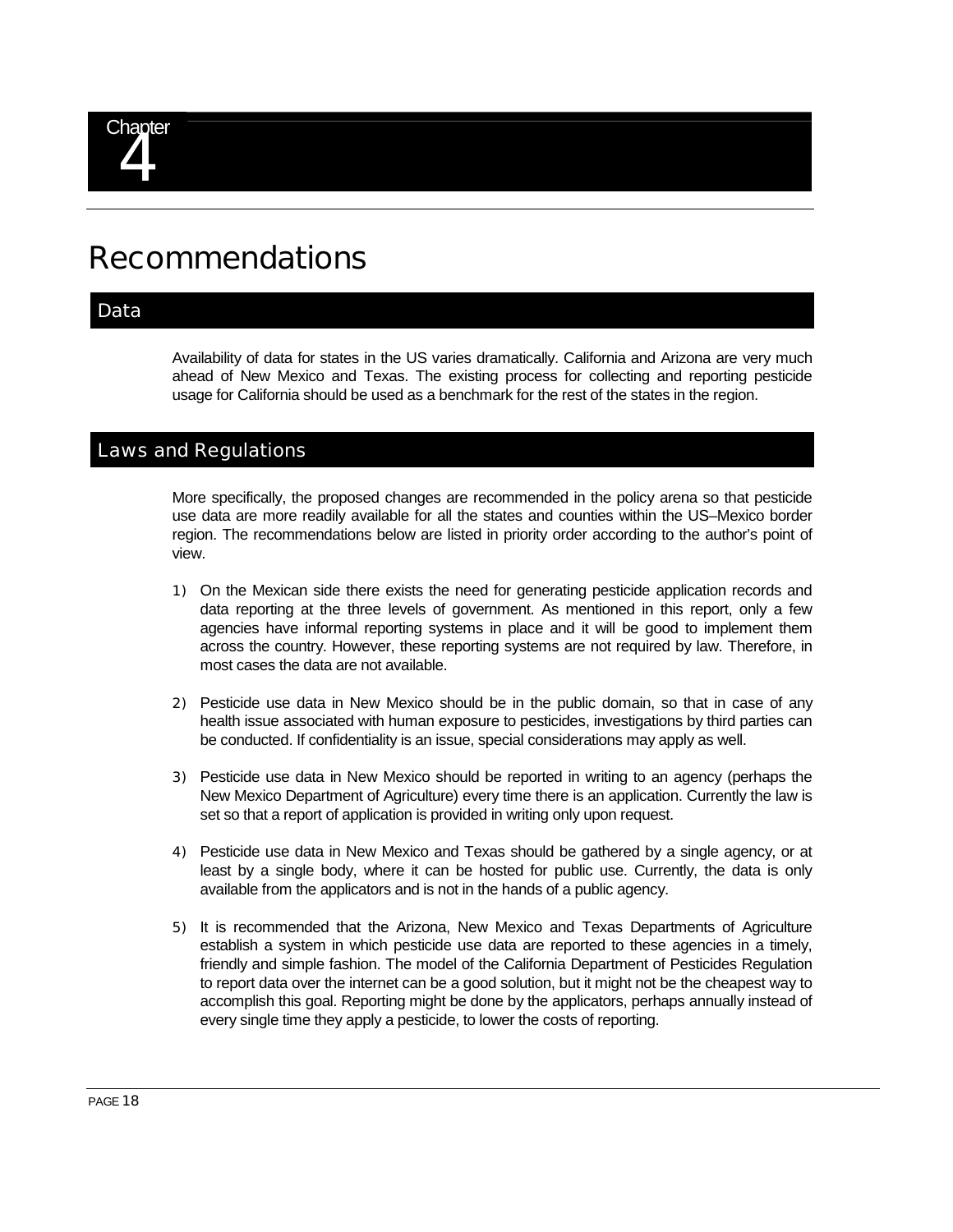# Chapter 4

# Recommendations

## Data

Availability of data for states in the US varies dramatically. California and Arizona are very much ahead of New Mexico and Texas. The existing process for collecting and reporting pesticide usage for California should be used as a benchmark for the rest of the states in the region.

## Laws and Regulations

More specifically, the proposed changes are recommended in the policy arena so that pesticide use data are more readily available for all the states and counties within the US–Mexico border region. The recommendations below are listed in priority order according to the author's point of view.

1) On the Mexican side there exists the need for generating pesticide application records and data reporting at the three levels of government. As mentioned in this report, only a few agencies have informal reporting systems in place and it will be good to implement them across the country. However, these reporting systems are not required by law. Therefore, in most cases the data are not available.

2) Pesticide use data in New Mexico should be in the public domain, so that in case of any health issue associated with human exposure to pesticides, investigations by third parties can be conducted. If confidentiality is an issue, special considerations may apply as well.

3) Pesticide use data in New Mexico should be reported in writing to an agency (perhaps the New Mexico Department of Agriculture) every time there is an application. Currently the law is set so that a report of application is provided in writing only upon request.

4) Pesticide use data in New Mexico and Texas should be gathered by a single agency, or at least by a single body, where it can be hosted for public use. Currently, the data is only available from the applicators and is not in the hands of a public agency.

5) It is recommended that the Arizona, New Mexico and Texas Departments of Agriculture establish a system in which pesticide use data are reported to these agencies in a timely, friendly and simple fashion. The model of the California Department of Pesticides Regulation to report data over the internet can be a good solution, but it might not be the cheapest way to accomplish this goal. Reporting might be done by the applicators, perhaps annually instead of every single time they apply a pesticide, to lower the costs of reporting.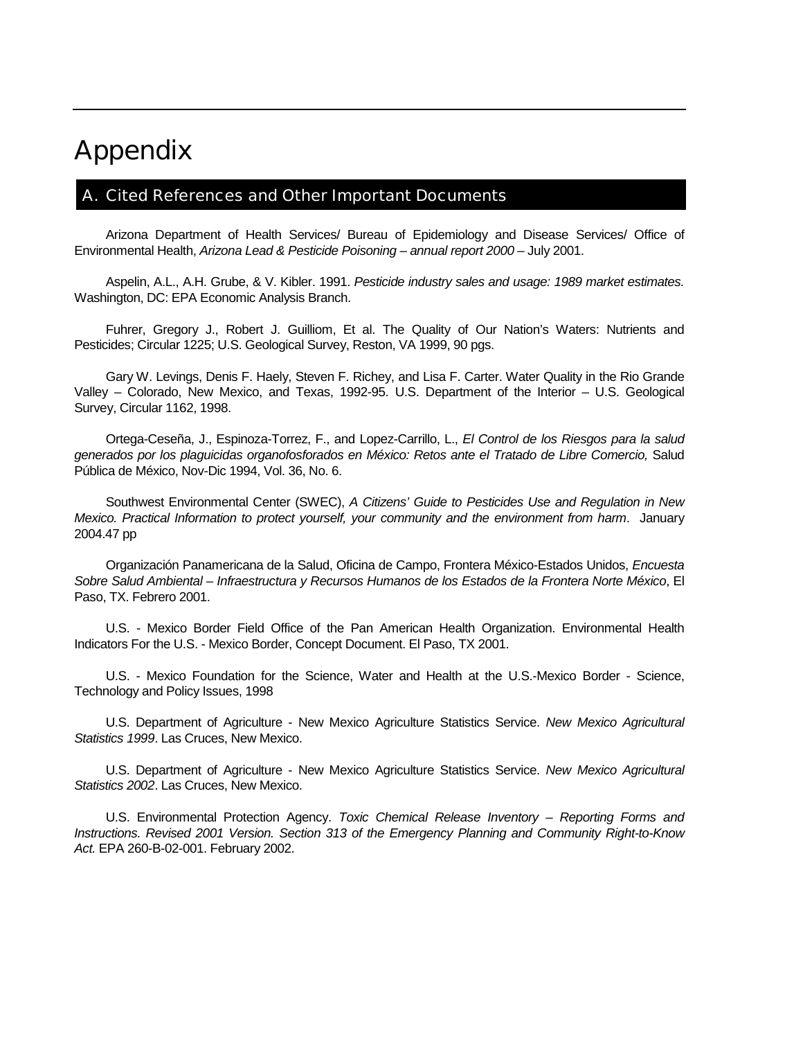# Appendix

## A. Cited References and Other Important Documents

Arizona Department of Health Services/ Bureau of Epidemiology and Disease Services/ Office of Environmental Health, *Arizona Lead & Pesticide Poisoning – annual report 2000* – July 2001.

Aspelin, A.L., A.H. Grube, & V. Kibler. 1991. *Pesticide industry sales and usage: 1989 market estimates.* Washington, DC: EPA Economic Analysis Branch.

Fuhrer, Gregory J., Robert J. Guilliom, Et al. The Quality of Our Nation's Waters: Nutrients and Pesticides; Circular 1225; U.S. Geological Survey, Reston, VA 1999, 90 pgs.

Gary W. Levings, Denis F. Haely, Steven F. Richey, and Lisa F. Carter. Water Quality in the Rio Grande Valley – Colorado, New Mexico, and Texas, 1992-95. U.S. Department of the Interior – U.S. Geological Survey, Circular 1162, 1998.

Ortega-Ceseña, J., Espinoza-Torrez, F., and Lopez-Carrillo, L., *El Control de los Riesgos para la salud generados por los plaguicidas organofosforados en México: Retos ante el Tratado de Libre Comercio,* Salud Pública de México, Nov-Dic 1994, Vol. 36, No. 6.

Southwest Environmental Center (SWEC), *A Citizens' Guide to Pesticides Use and Regulation in New Mexico. Practical Information to protect yourself, your community and the environment from harm*. January 2004.47 pp

Organización Panamericana de la Salud, Oficina de Campo, Frontera México-Estados Unidos, *Encuesta Sobre Salud Ambiental – Infraestructura y Recursos Humanos de los Estados de la Frontera Norte México*, El Paso, TX. Febrero 2001.

U.S. - Mexico Border Field Office of the Pan American Health Organization. Environmental Health Indicators For the U.S. - Mexico Border, Concept Document. El Paso, TX 2001.

U.S. - Mexico Foundation for the Science, Water and Health at the U.S.-Mexico Border - Science, Technology and Policy Issues, 1998

U.S. Department of Agriculture - New Mexico Agriculture Statistics Service. *New Mexico Agricultural Statistics 1999*. Las Cruces, New Mexico.

U.S. Department of Agriculture - New Mexico Agriculture Statistics Service. *New Mexico Agricultural Statistics 2002*. Las Cruces, New Mexico.

U.S. Environmental Protection Agency. *Toxic Chemical Release Inventory – Reporting Forms and Instructions. Revised 2001 Version. Section 313 of the Emergency Planning and Community Right-to-Know Act.* EPA 260-B-02-001. February 2002.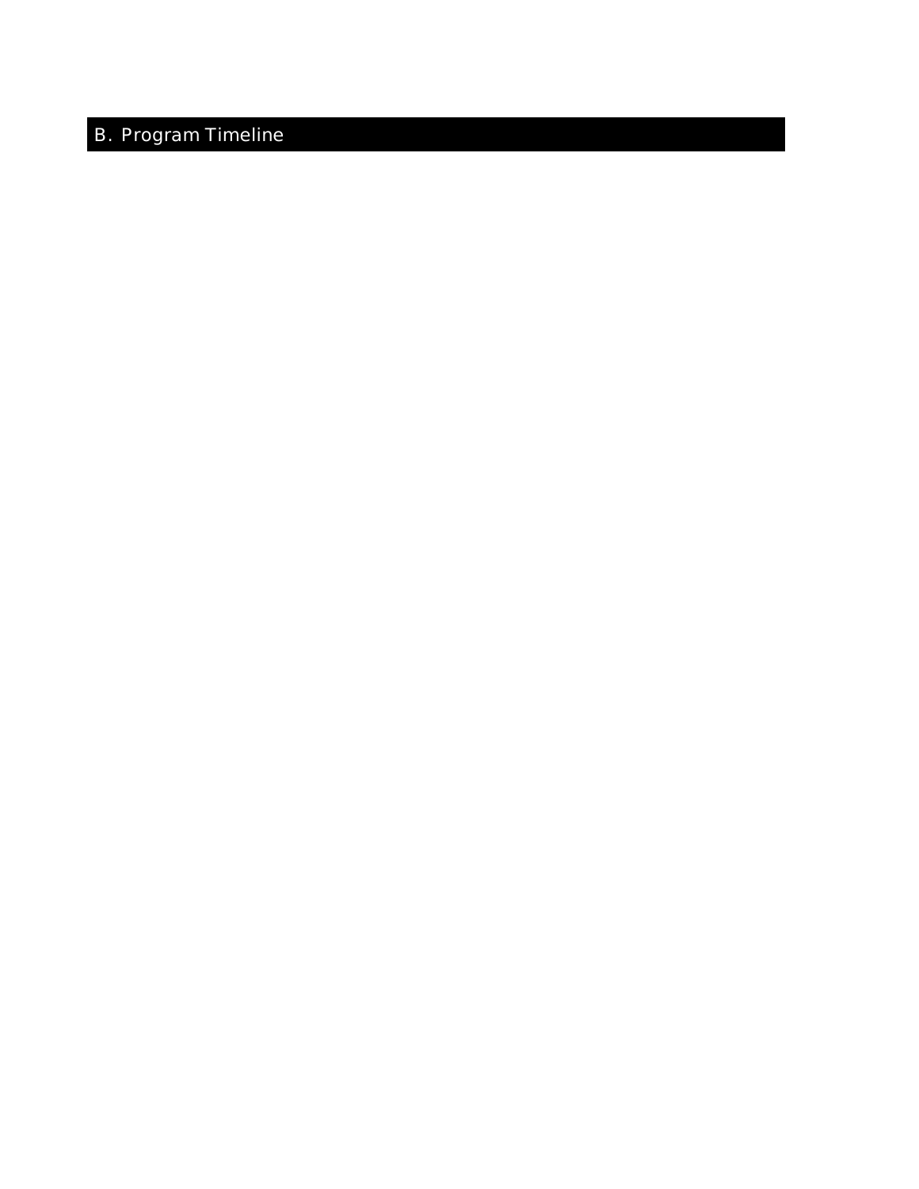## B. Program Timeline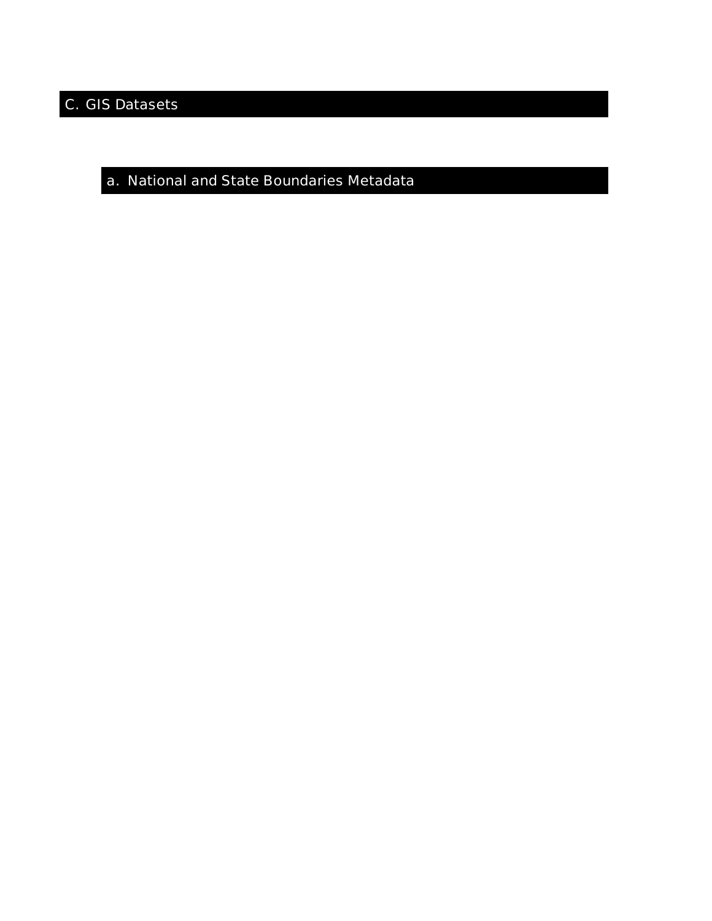# C. GIS Datasets

## a. National and State Boundaries Metadata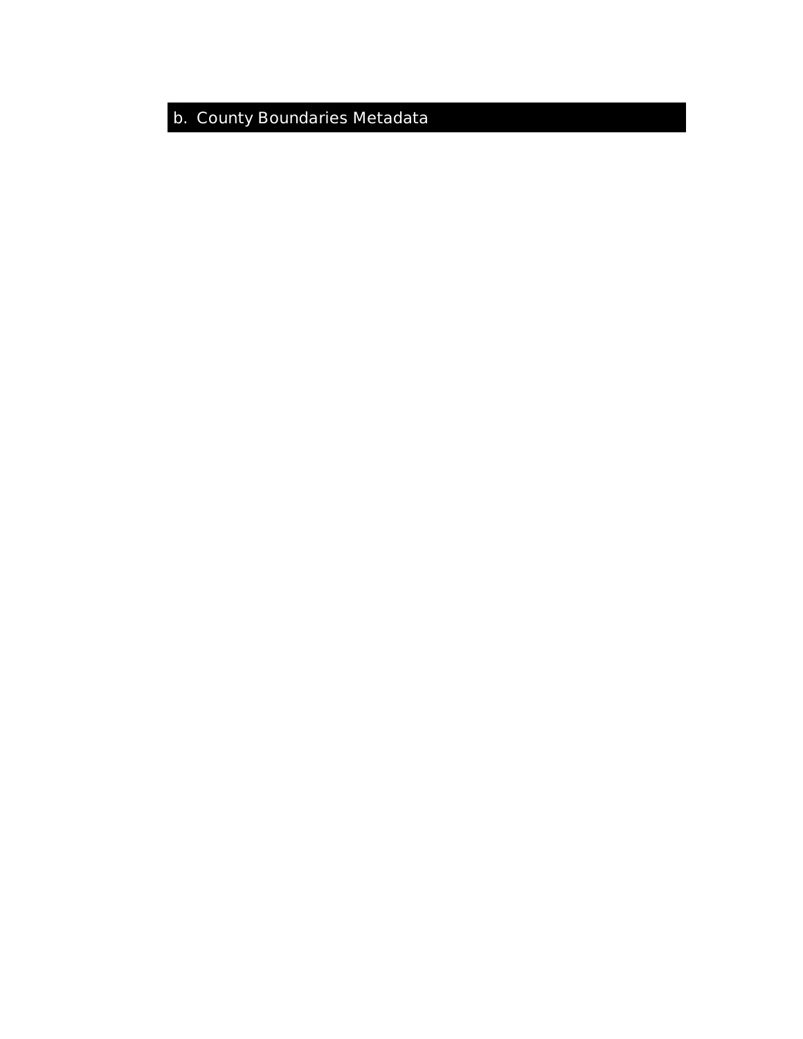## b. County Boundaries Metadata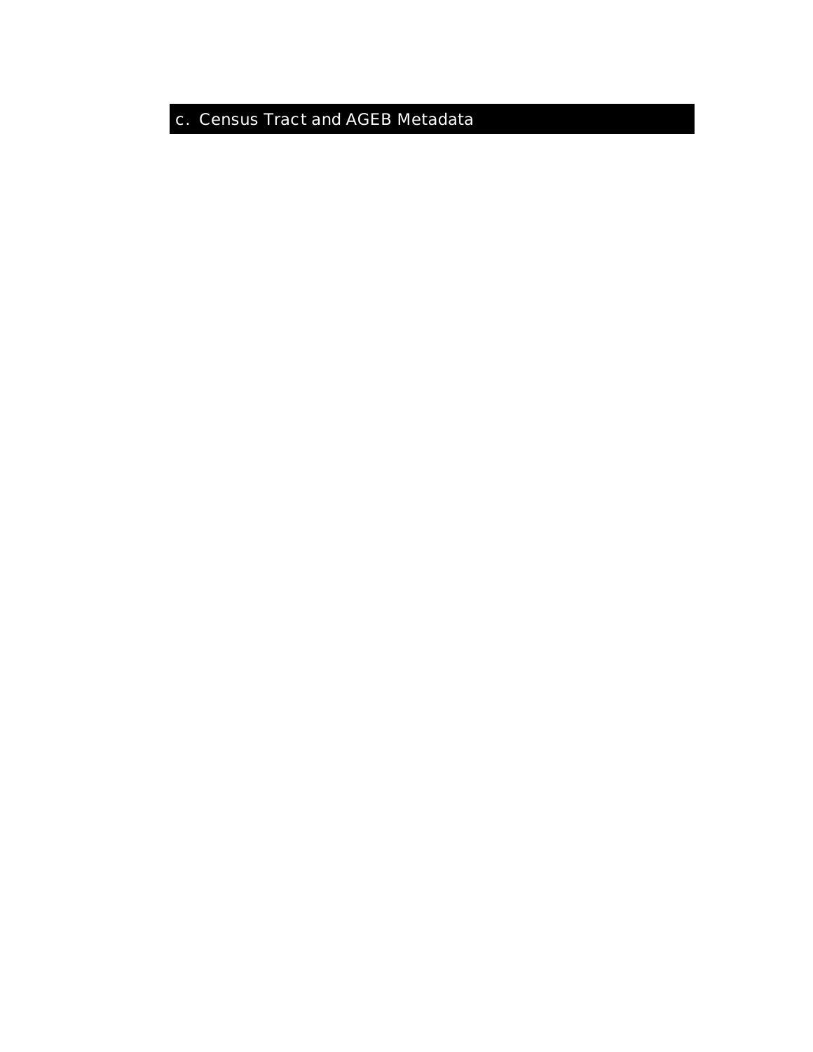## c. Census Tract and AGEB Metadata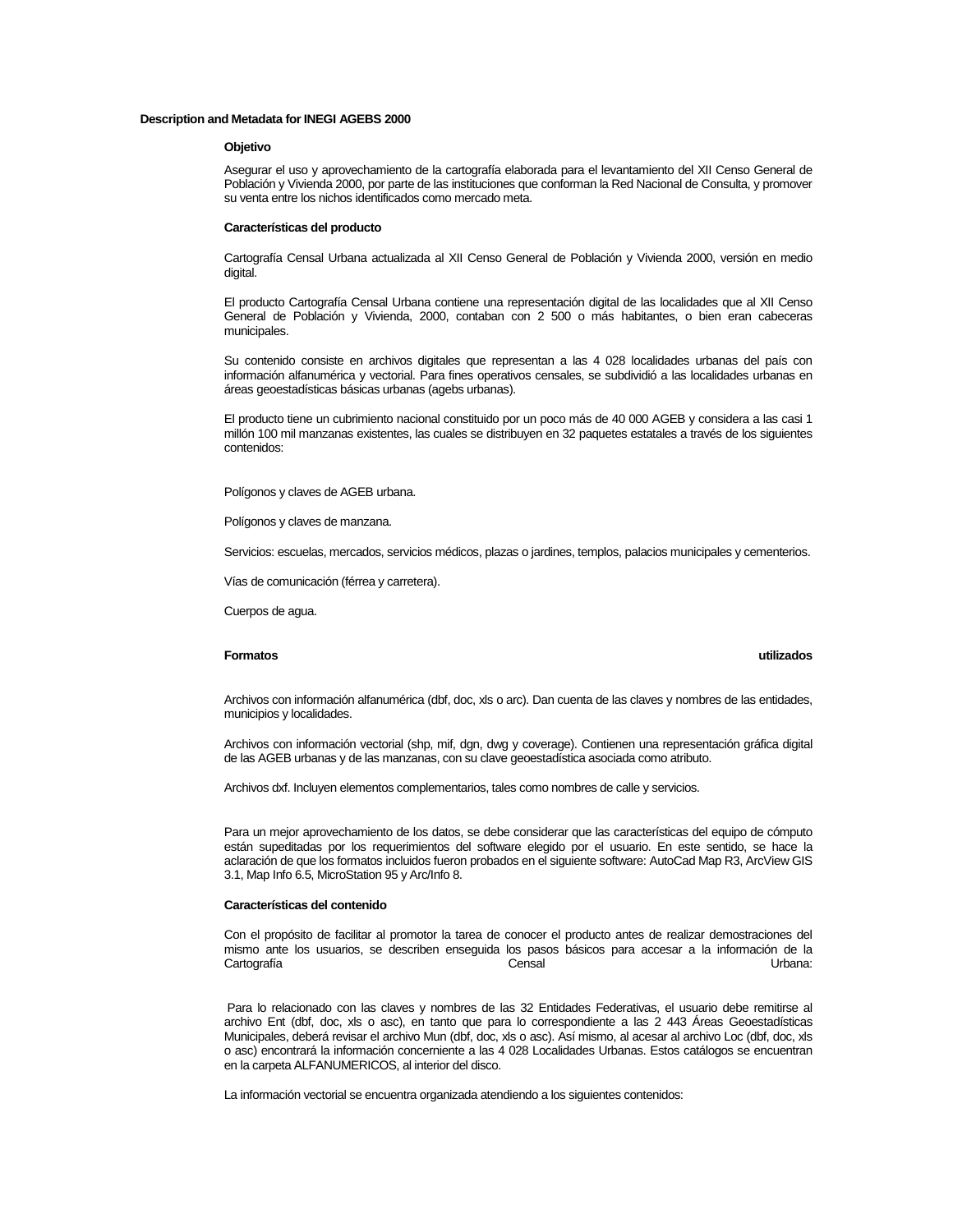## Description and Metadata for INEGI AGEBS 2000

### Objetivo

Asegurar el uso y aprovechamiento de la cartografía elaborada para el levantamiento del XII Censo General de Población y Vivienda 2000, por parte de las instituciones que conforman la Red Nacional de Consulta, y promover su venta entre los nichos identificados como mercado meta.

### Características del producto

Cartografía Censal Urbana actualizada al XII Censo General de Población y Vivienda 2000, versión en medio digital.

El producto Cartografía Censal Urbana contiene una representación digital de las localidades que al XII Censo General de Población y Vivienda, 2000, contaban con 2 500 o más habitantes, o bien eran cabeceras municipales.

Su contenido consiste en archivos digitales que representan a las 4 028 localidades urbanas del país con información alfanumérica y vectorial. Para fines operativos censales, se subdividió a las localidades urbanas en áreas geoestadísticas básicas urbanas (agebs urbanas).

El producto tiene un cubrimiento nacional constituido por un poco más de 40 000 AGEB y considera a las casi 1 millón 100 mil manzanas existentes, las cuales se distribuyen en 32 paquetes estatales a través de los siguientes contenidos:

Polígonos y claves de AGEB urbana.

Polígonos y claves de manzana.

Servicios: escuelas, mercados, servicios médicos, plazas o jardines, templos, palacios municipales y cementerios.

Vías de comunicación (férrea y carretera).

Cuerpos de agua.

### Formatos utilizados

Archivos con información alfanumérica (dbf, doc, xls o arc). Dan cuenta de las claves y nombres de las entidades, municipios y localidades.

Archivos con información vectorial (shp, mif, dgn, dwg y coverage). Contienen una representación gráfica digital de las AGEB urbanas y de las manzanas, con su clave geoestadística asociada como atributo.

Archivos dxf. Incluyen elementos complementarios, tales como nombres de calle y servicios.

Para un mejor aprovechamiento de los datos, se debe considerar que las características del equipo de cómputo están supeditadas por los requerimientos del software elegido por el usuario. En este sentido, se hace la aclaración de que los formatos incluidos fueron probados en el siguiente software: AutoCad Map R3, ArcView GIS 3.1, Map Info 6.5, MicroStation 95 y Arc/Info 8.

### Características del contenido

Con el propósito de facilitar al promotor la tarea de conocer el producto antes de realizar demostraciones del mismo ante los usuarios, se describen enseguida los pasos básicos para accesar a la información de la Cartografía Censal Urbana:

Para lo relacionado con las claves y nombres de las 32 Entidades Federativas, el usuario debe remitirse al archivo Ent (dbf, doc, xls o asc), en tanto que para lo correspondiente a las 2 443 Áreas Geoestadísticas Municipales, deberá revisar el archivo Mun (dbf, doc, xls o asc). Así mismo, al acesar al archivo Loc (dbf, doc, xls o asc) encontrará la información concerniente a las 4 028 Localidades Urbanas. Estos catálogos se encuentran en la carpeta ALFANUMERICOS, al interior del disco.

La información vectorial se encuentra organizada atendiendo a los siguientes contenidos: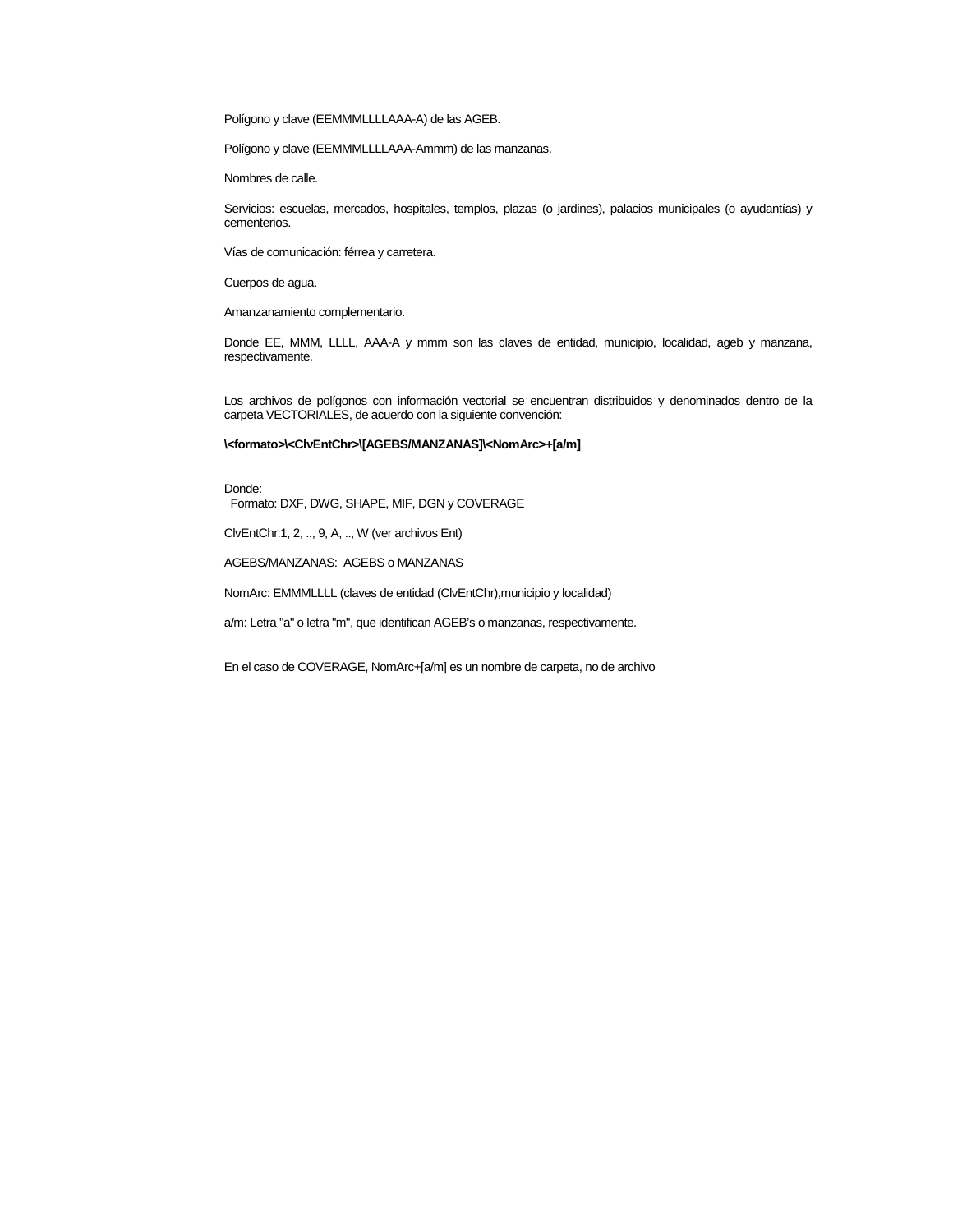Polígono y clave (EEMMMLLLLAAA-A) de las AGEB.

Polígono y clave (EEMMMLLLLAAA-Ammm) de las manzanas.

Nombres de calle.

Servicios: escuelas, mercados, hospitales, templos, plazas (o jardines), palacios municipales (o ayudantías) y cementerios.

Vías de comunicación: férrea y carretera.

Cuerpos de agua.

Amanzanamiento complementario.

Donde EE, MMM, LLLL, AAA-A y mmm son las claves de entidad, municipio, localidad, ageb y manzana, respectivamente.

Los archivos de polígonos con información vectorial se encuentran distribuidos y denominados dentro de la carpeta VECTORIALES, de acuerdo con la siguiente convención:

**\<formato>\<ClvEntChr>\[AGEBS/MANZANAS]\<NomArc>+[a/m]**

Donde:
Formato: DXF, DWG, SHAPE, MIF, DGN y COVERAGE

ClvEntChr:1, 2, .., 9, A, .., W (ver archivos Ent)

AGEBS/MANZANAS: AGEBS o MANZANAS

NomArc: EMMMLLLL (claves de entidad (ClvEntChr),municipio y localidad)

a/m: Letra "a" o letra "m", que identifican AGEB's o manzanas, respectivamente.

En el caso de COVERAGE, NomArc+[a/m] es un nombre de carpeta, no de archivo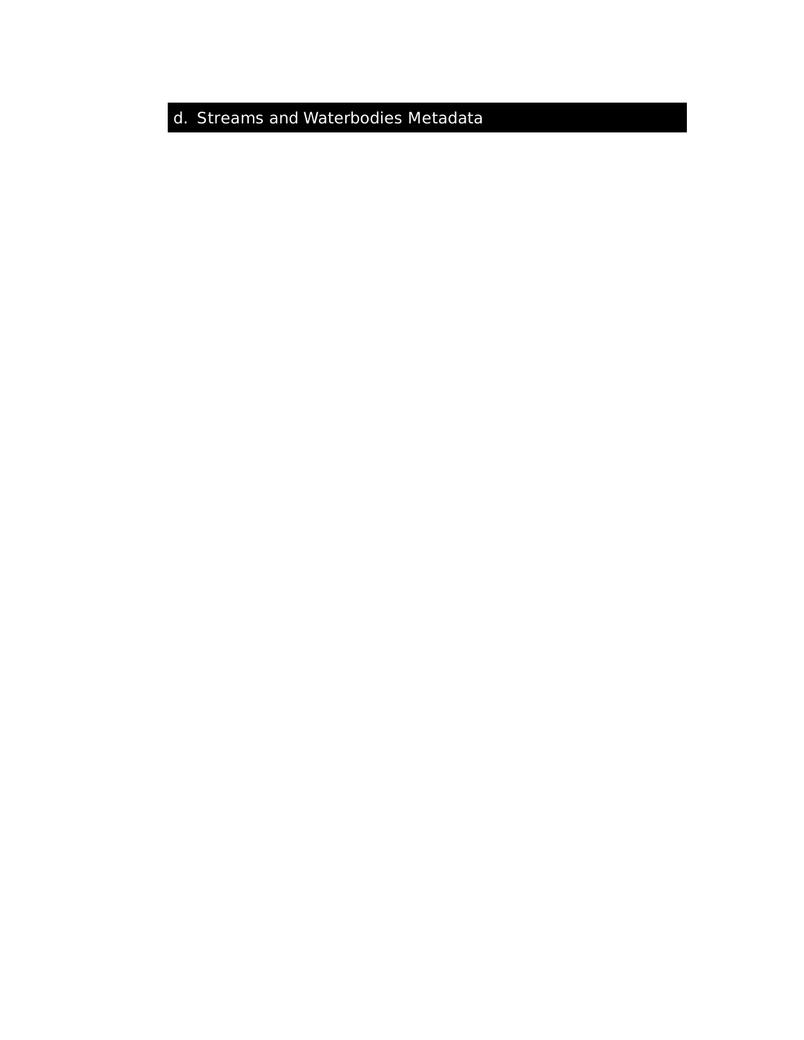## d. Streams and Waterbodies Metadata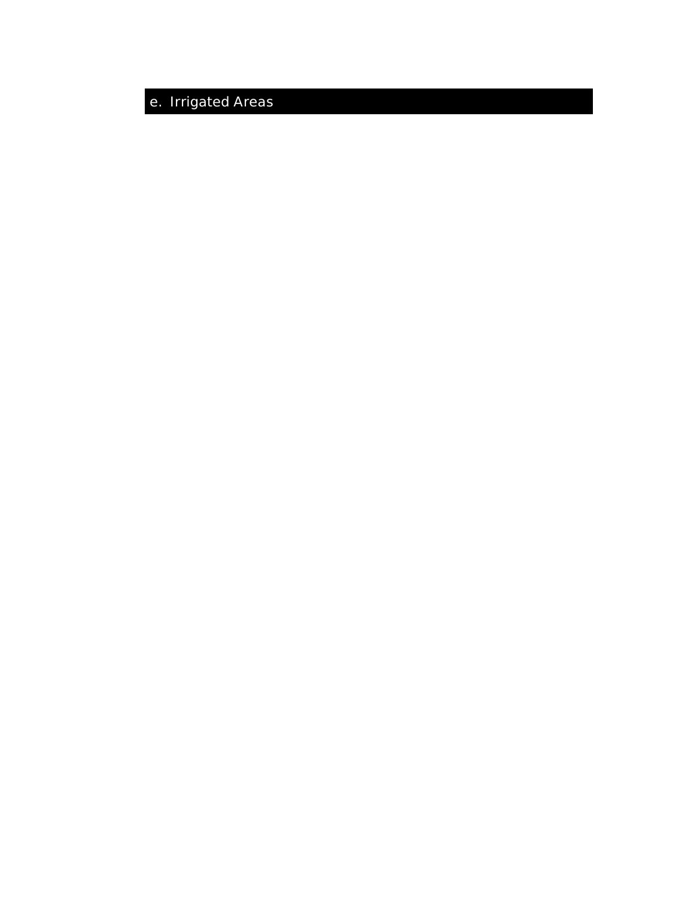## e. Irrigated Areas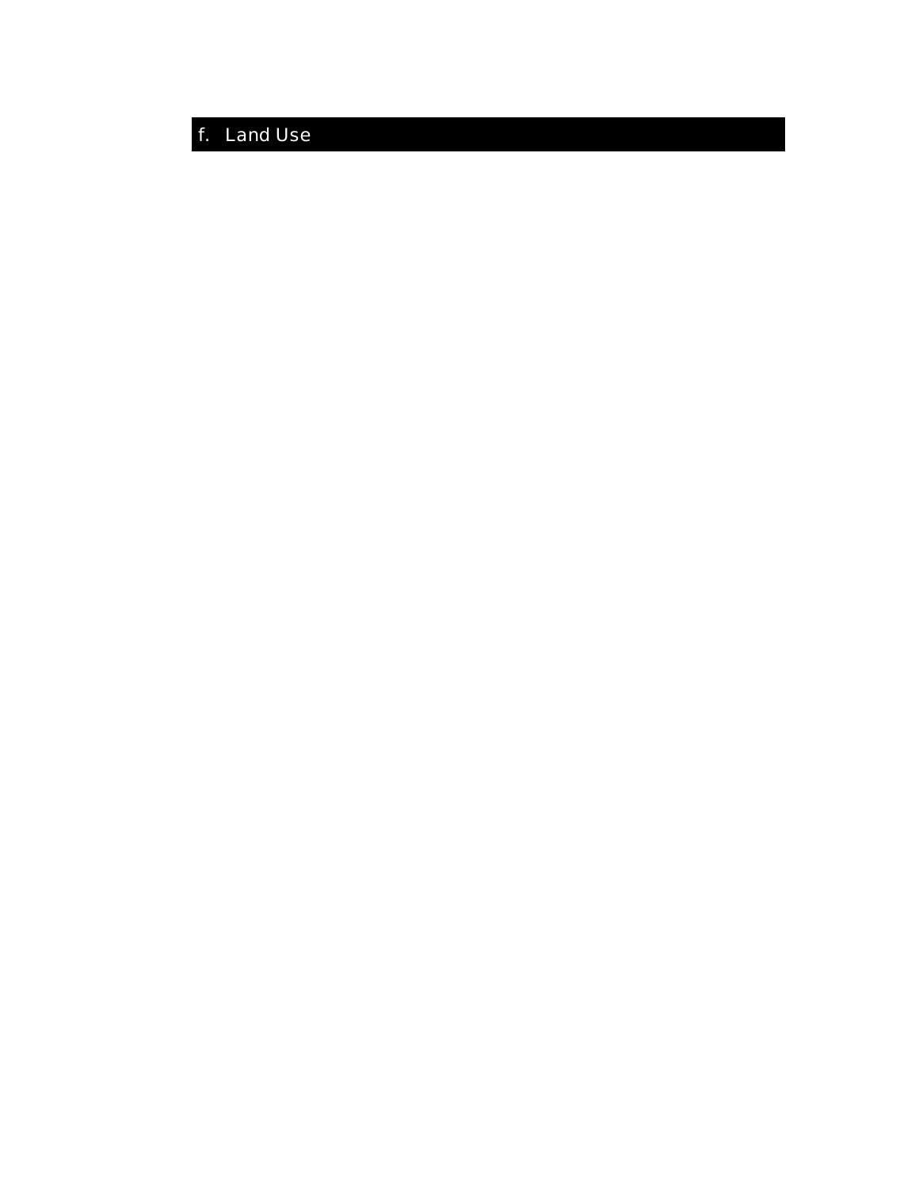## f. Land Use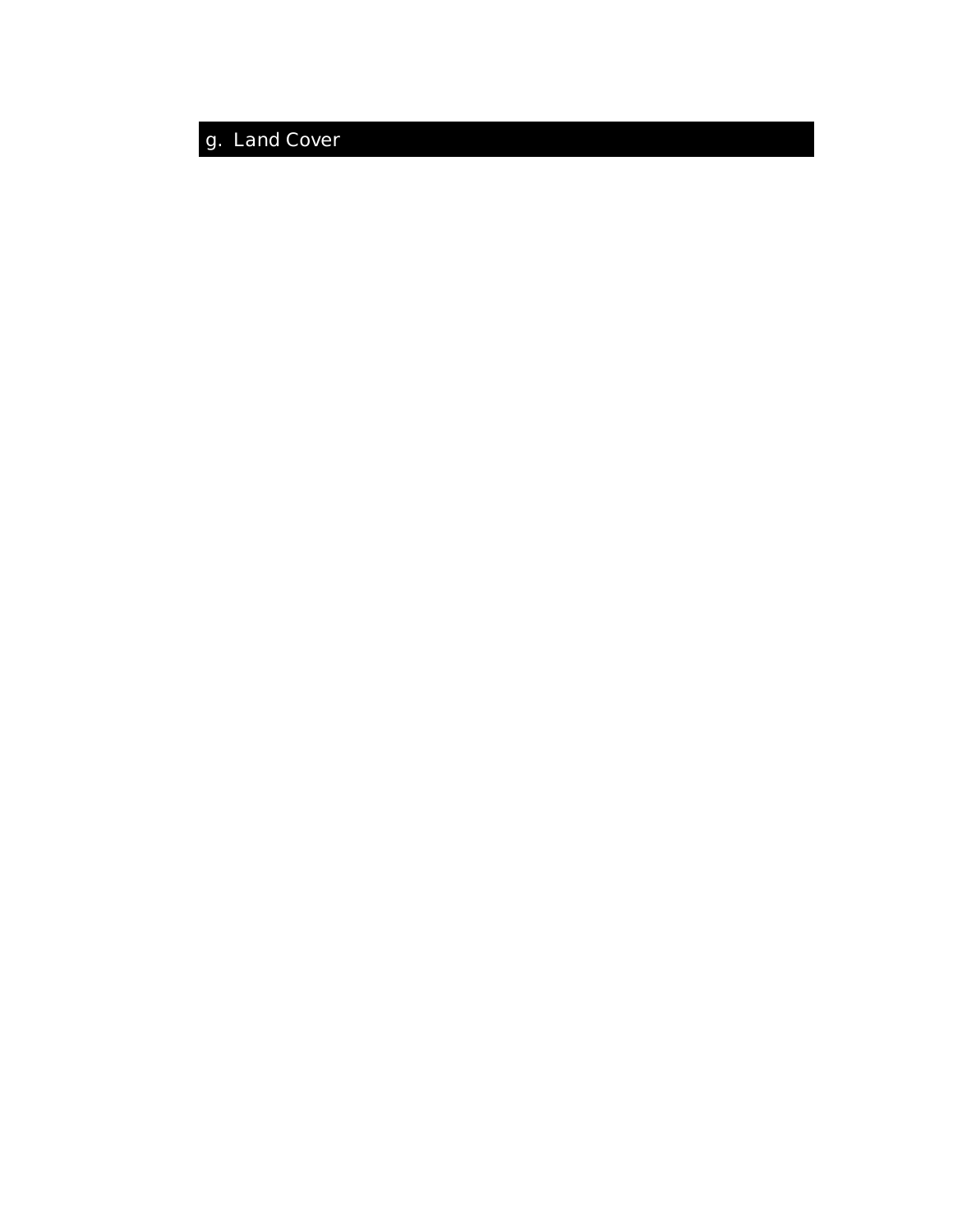## g. Land Cover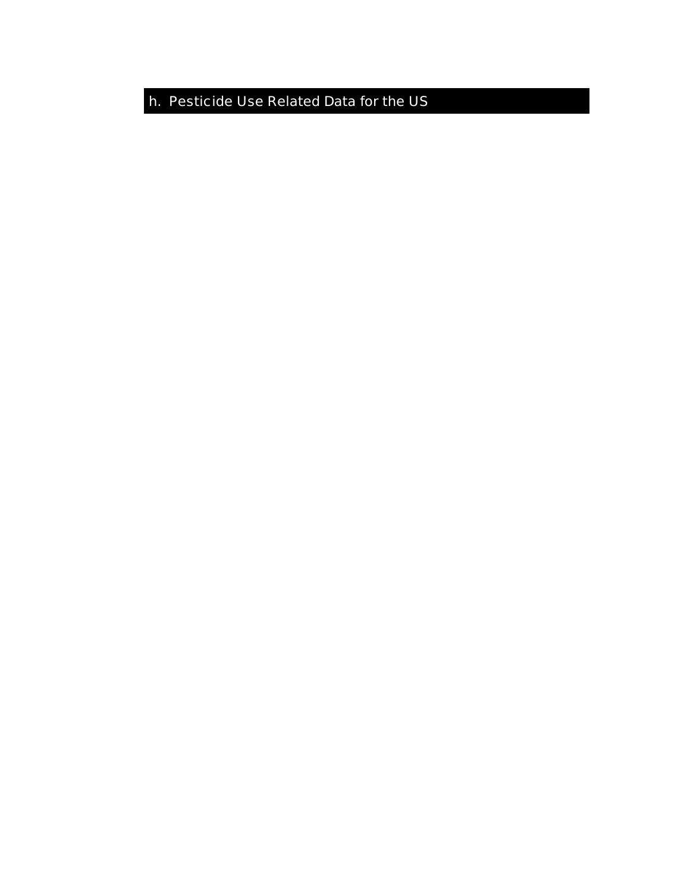## h. Pesticide Use Related Data for the US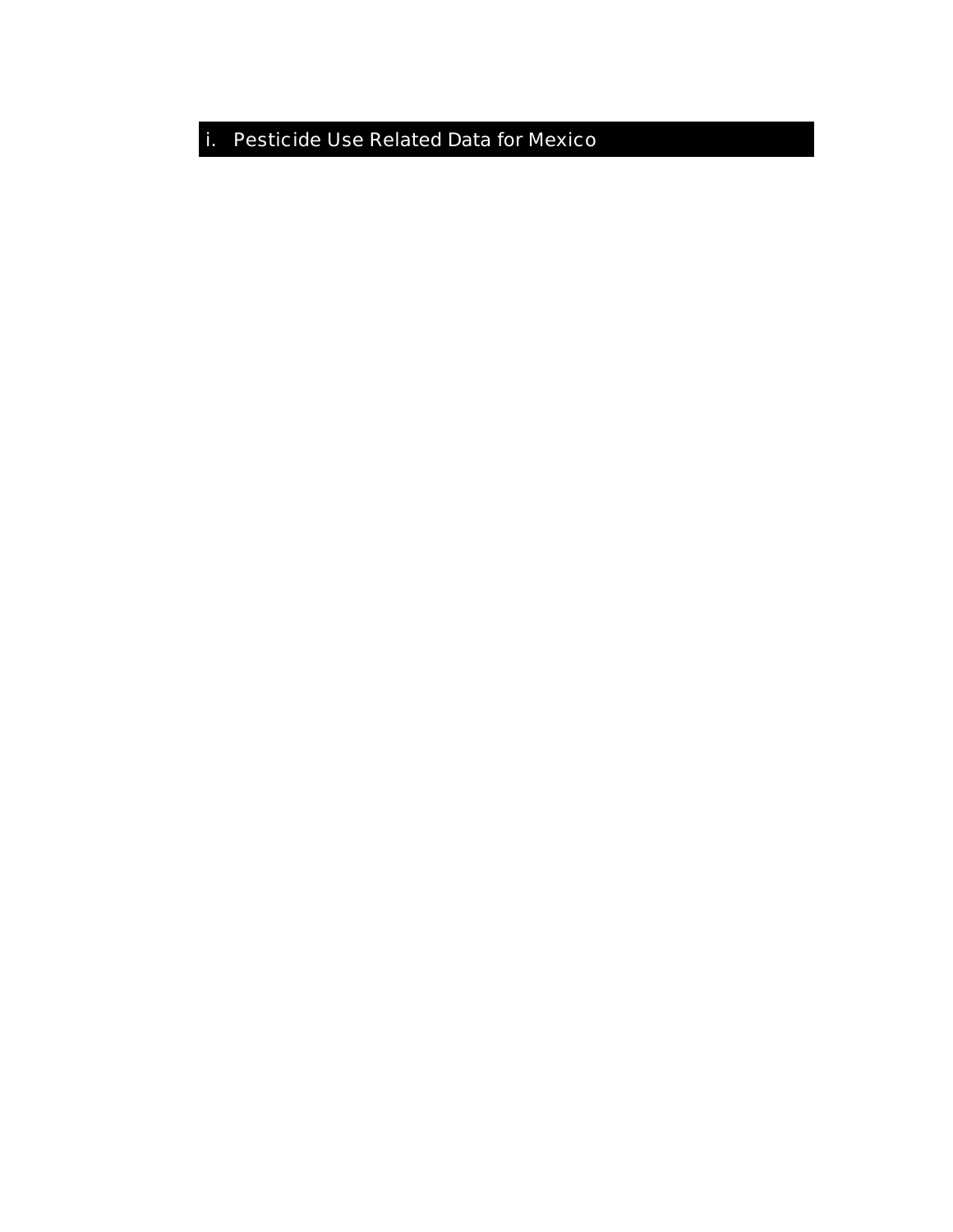## i. Pesticide Use Related Data for Mexico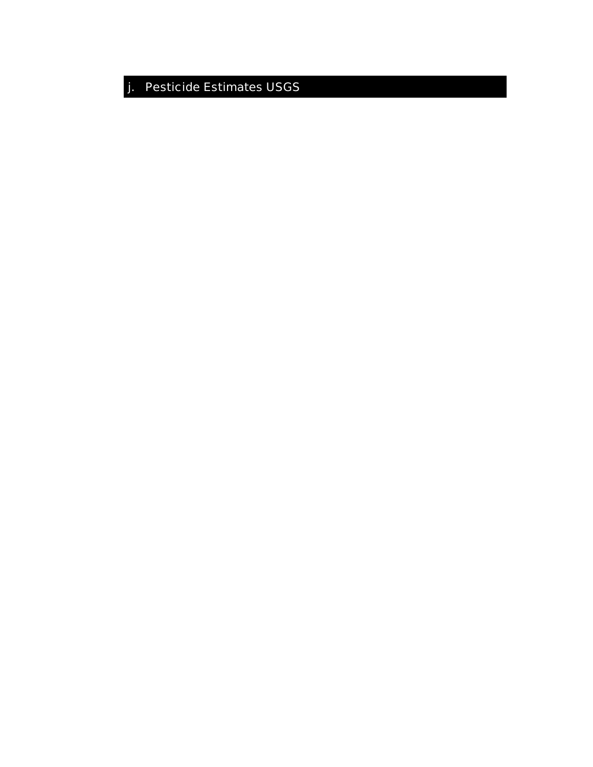## j. Pesticide Estimates USGS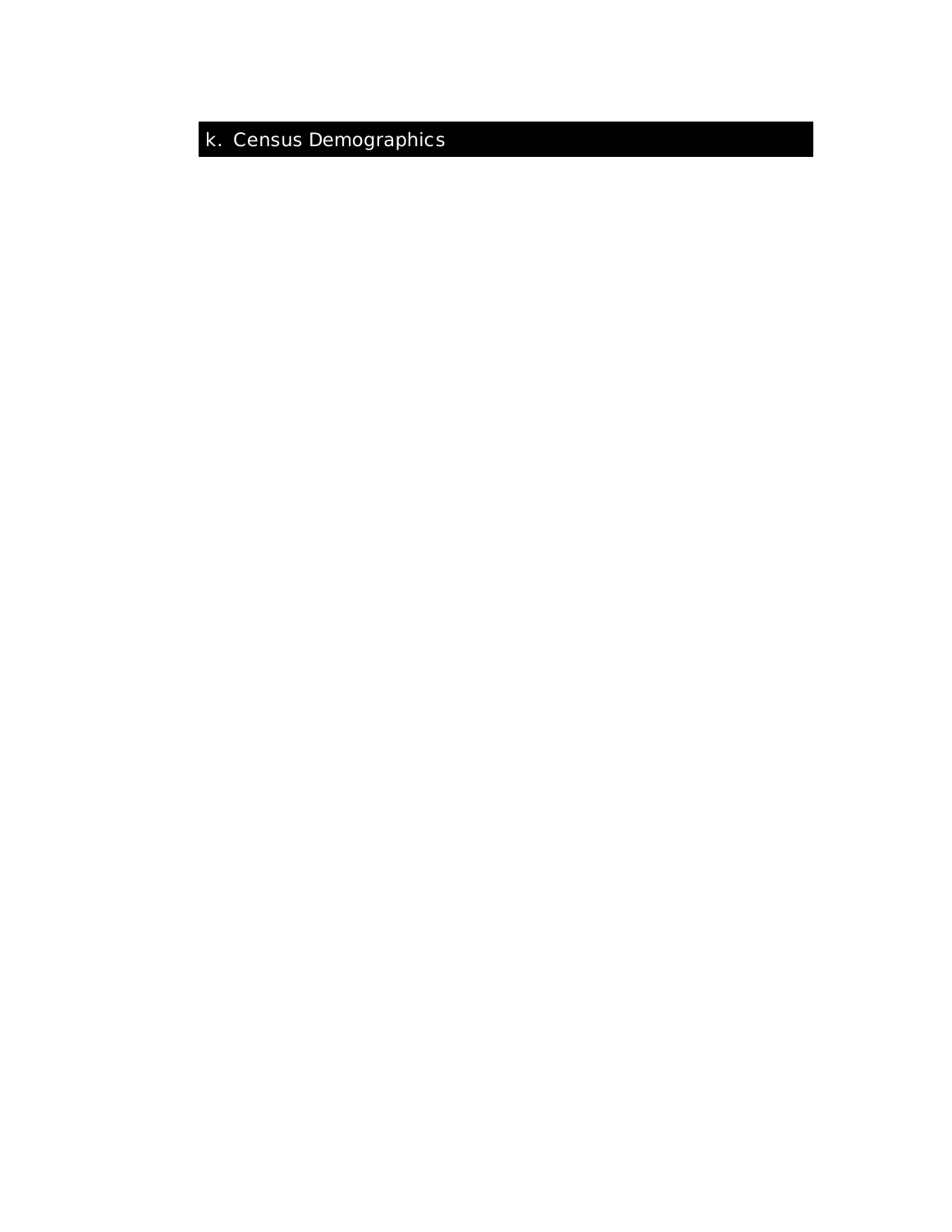## k. Census Demographics